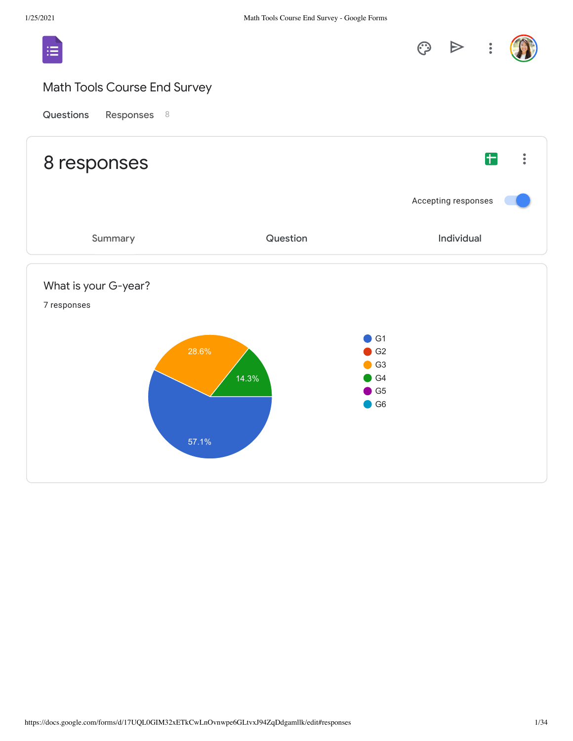# Math Tools Course End Survey

Questions    Responses 8

## 8 responses

Accepting responses

Summary    Question    Individual

### What is your G-year?

7 responses

- G1: 57.1%
- G2
- G3: 28.6%
- G4: 14.3%
- G5
- G6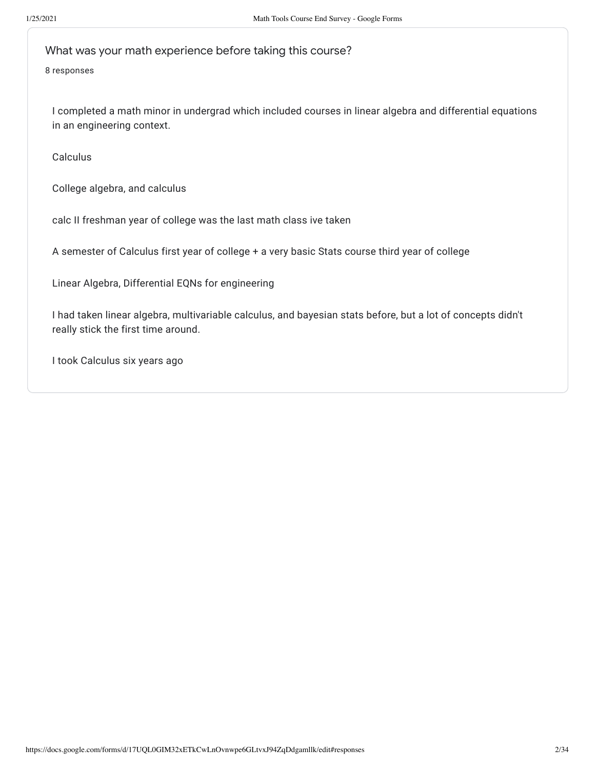## What was your math experience before taking this course?

8 responses

I completed a math minor in undergrad which included courses in linear algebra and differential equations in an engineering context.

Calculus

College algebra, and calculus

calc II freshman year of college was the last math class ive taken

A semester of Calculus first year of college + a very basic Stats course third year of college

Linear Algebra, Differential EQNs for engineering

I had taken linear algebra, multivariable calculus, and bayesian stats before, but a lot of concepts didn't really stick the first time around.

I took Calculus six years ago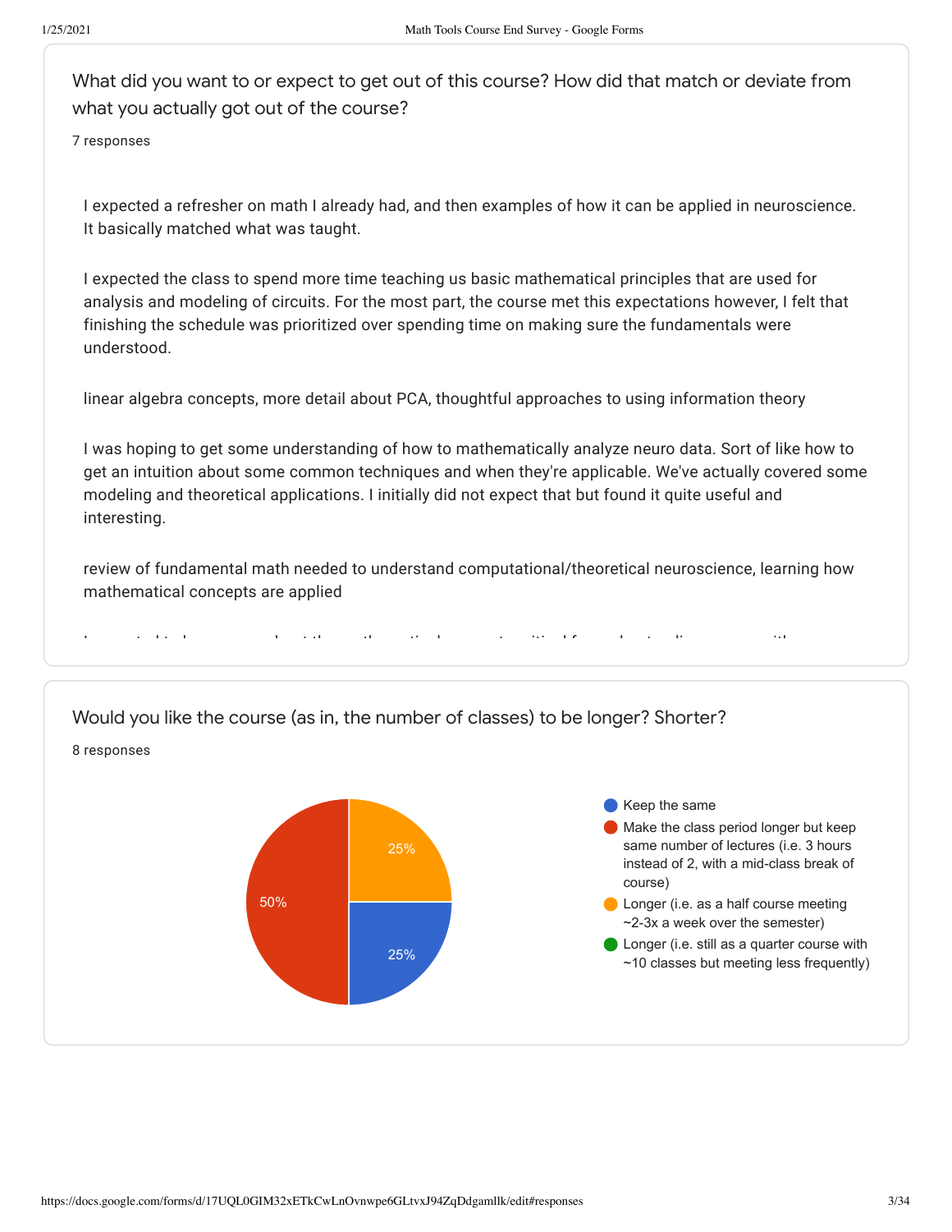## What did you want to or expect to get out of this course? How did that match or deviate from what you actually got out of the course?

7 responses

I expected a refresher on math I already had, and then examples of how it can be applied in neuroscience. It basically matched what was taught.

I expected the class to spend more time teaching us basic mathematical principles that are used for analysis and modeling of circuits. For the most part, the course met this expectations however, I felt that finishing the schedule was prioritized over spending time on making sure the fundamentals were understood.

linear algebra concepts, more detail about PCA, thoughtful approaches to using information theory

I was hoping to get some understanding of how to mathematically analyze neuro data. Sort of like how to get an intuition about some common techniques and when they're applicable. We've actually covered some modeling and theoretical applications. I initially did not expect that but found it quite useful and interesting.

review of fundamental math needed to understand computational/theoretical neuroscience, learning how mathematical concepts are applied

## Would you like the course (as in, the number of classes) to be longer? Shorter?

8 responses

| Option | Percentage |
| --- | --- |
| Keep the same | 25% |
| Make the class period longer but keep same number of lectures (i.e. 3 hours instead of 2, with a mid-class break of course) | 50% |
| Longer (i.e. as a half course meeting ~2-3x a week over the semester) | 25% |
| Longer (i.e. still as a quarter course with ~10 classes but meeting less frequently) | |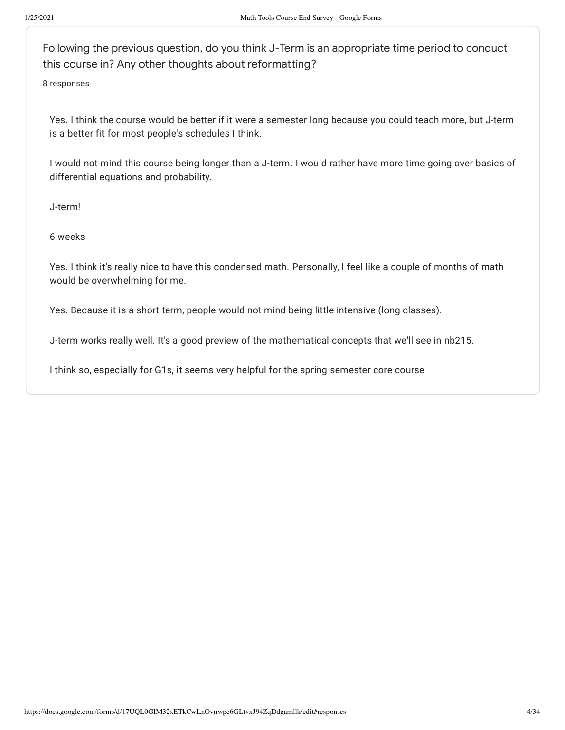Following the previous question, do you think J-Term is an appropriate time period to conduct this course in? Any other thoughts about reformatting?

8 responses

Yes. I think the course would be better if it were a semester long because you could teach more, but J-term is a better fit for most people's schedules I think.

I would not mind this course being longer than a J-term. I would rather have more time going over basics of differential equations and probability.

J-term!

6 weeks

Yes. I think it's really nice to have this condensed math. Personally, I feel like a couple of months of math would be overwhelming for me.

Yes. Because it is a short term, people would not mind being little intensive (long classes).

J-term works really well. It's a good preview of the mathematical concepts that we'll see in nb215.

I think so, especially for G1s, it seems very helpful for the spring semester core course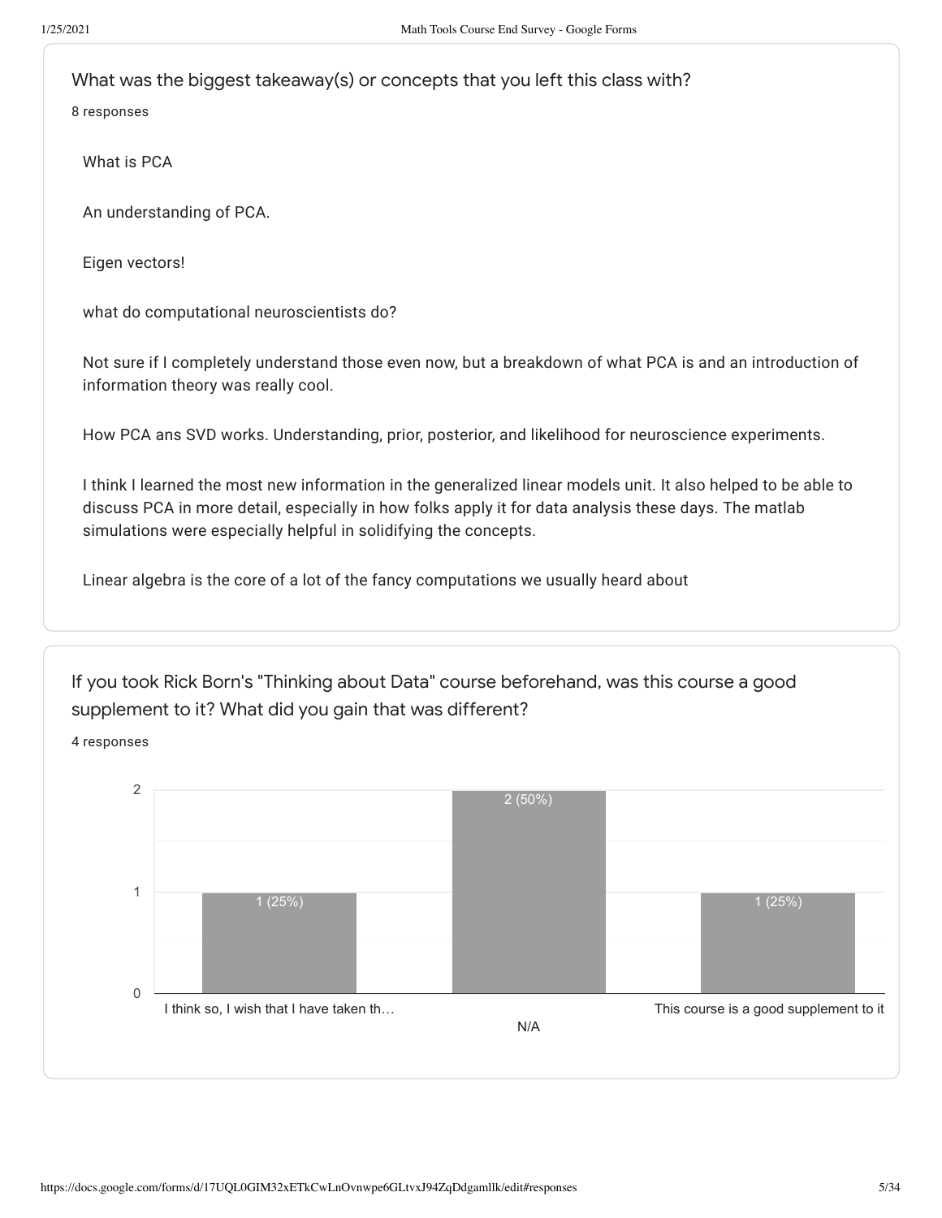## What was the biggest takeaway(s) or concepts that you left this class with?

8 responses

What is PCA

An understanding of PCA.

Eigen vectors!

what do computational neuroscientists do?

Not sure if I completely understand those even now, but a breakdown of what PCA is and an introduction of information theory was really cool.

How PCA ans SVD works. Understanding, prior, posterior, and likelihood for neuroscience experiments.

I think I learned the most new information in the generalized linear models unit. It also helped to be able to discuss PCA in more detail, especially in how folks apply it for data analysis these days. The matlab simulations were especially helpful in solidifying the concepts.

Linear algebra is the core of a lot of the fancy computations we usually heard about

## If you took Rick Born's "Thinking about Data" course beforehand, was this course a good supplement to it? What did you gain that was different?

4 responses

| Response | Count |
| --- | --- |
| I think so, I wish that I have taken th… | 1 (25%) |
| N/A | 2 (50%) |
| This course is a good supplement to it | 1 (25%) |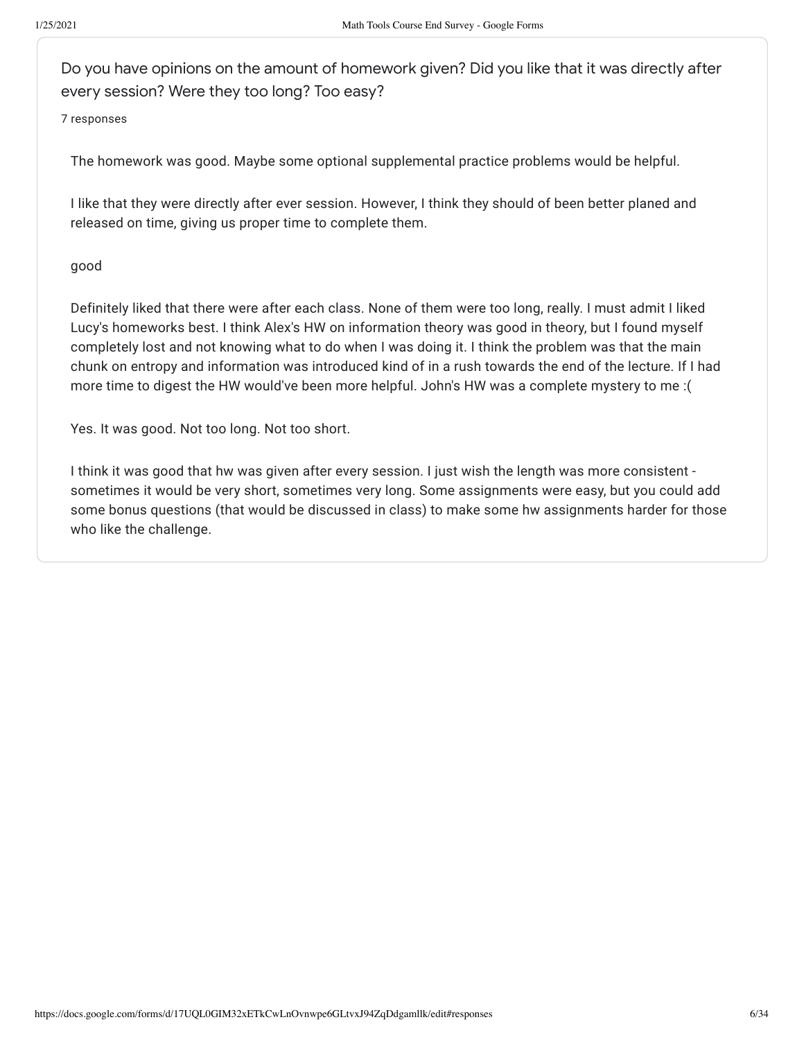Do you have opinions on the amount of homework given? Did you like that it was directly after every session? Were they too long? Too easy?

7 responses

The homework was good. Maybe some optional supplemental practice problems would be helpful.

I like that they were directly after ever session. However, I think they should of been better planed and released on time, giving us proper time to complete them.

good

Definitely liked that there were after each class. None of them were too long, really. I must admit I liked Lucy's homeworks best. I think Alex's HW on information theory was good in theory, but I found myself completely lost and not knowing what to do when I was doing it. I think the problem was that the main chunk on entropy and information was introduced kind of in a rush towards the end of the lecture. If I had more time to digest the HW would've been more helpful. John's HW was a complete mystery to me :(

Yes. It was good. Not too long. Not too short.

I think it was good that hw was given after every session. I just wish the length was more consistent - sometimes it would be very short, sometimes very long. Some assignments were easy, but you could add some bonus questions (that would be discussed in class) to make some hw assignments harder for those who like the challenge.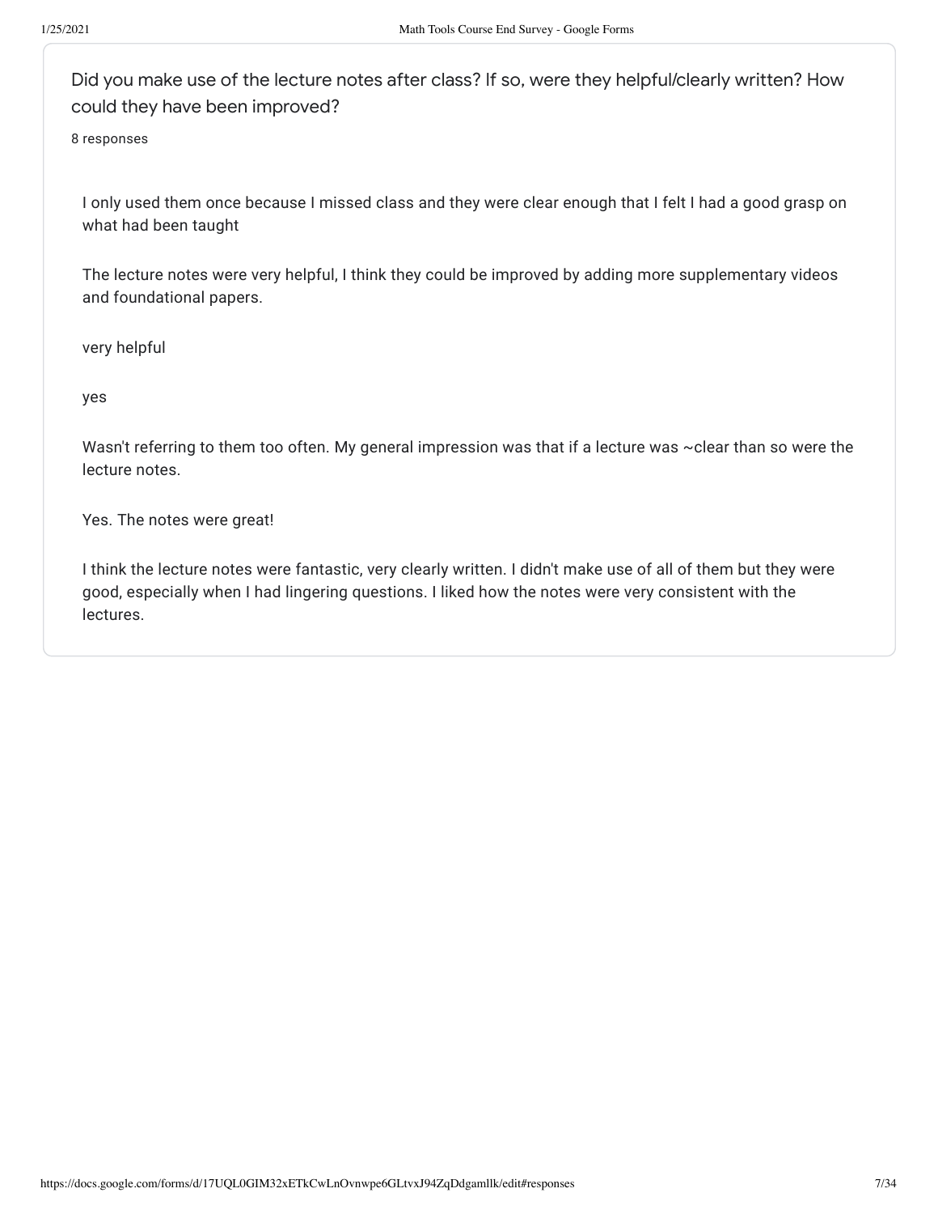Did you make use of the lecture notes after class? If so, were they helpful/clearly written? How could they have been improved?

8 responses

I only used them once because I missed class and they were clear enough that I felt I had a good grasp on what had been taught

The lecture notes were very helpful, I think they could be improved by adding more supplementary videos and foundational papers.

very helpful

yes

Wasn't referring to them too often. My general impression was that if a lecture was ~clear than so were the lecture notes.

Yes. The notes were great!

I think the lecture notes were fantastic, very clearly written. I didn't make use of all of them but they were good, especially when I had lingering questions. I liked how the notes were very consistent with the lectures.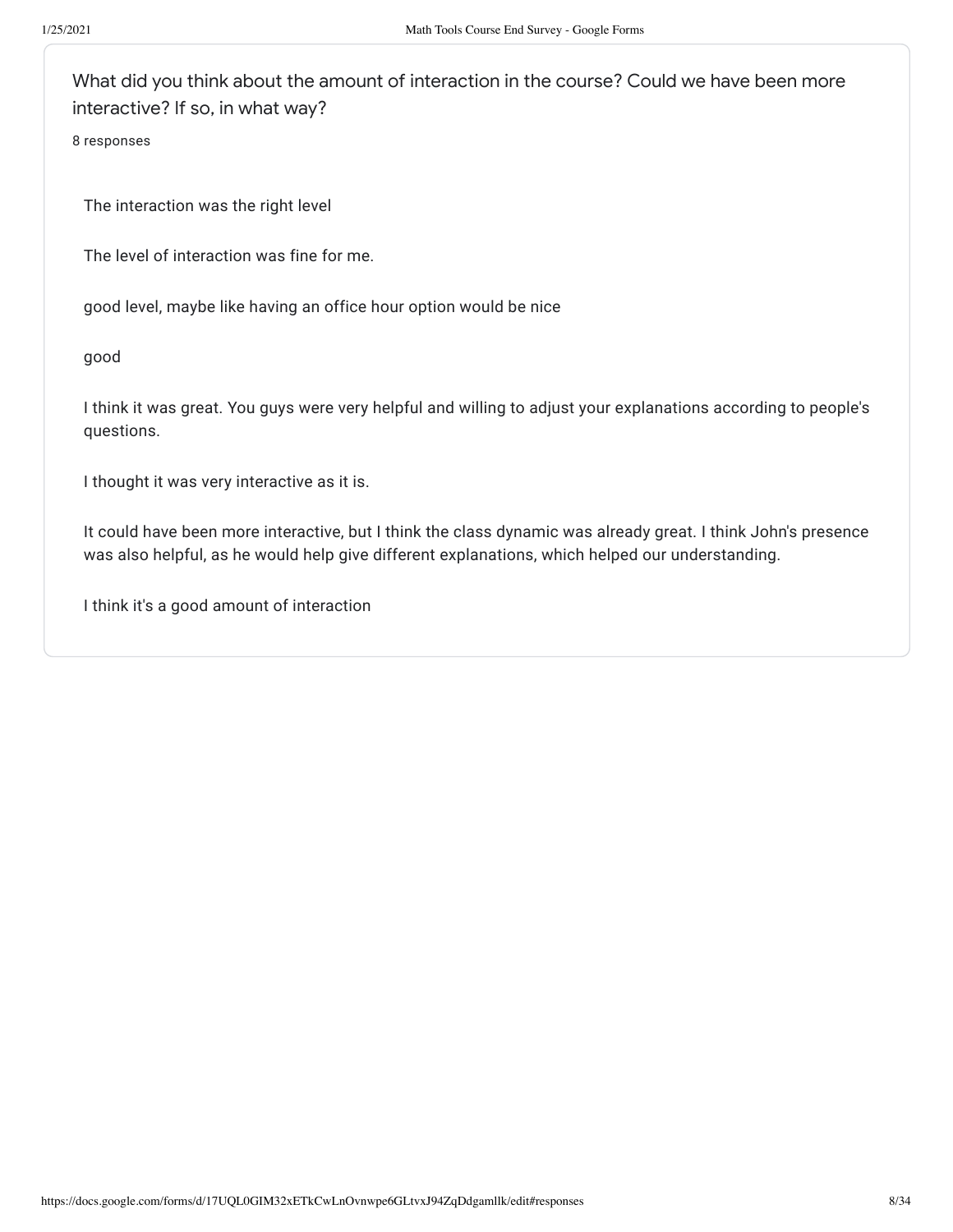What did you think about the amount of interaction in the course? Could we have been more interactive? If so, in what way?

8 responses

The interaction was the right level

The level of interaction was fine for me.

good level, maybe like having an office hour option would be nice

good

I think it was great. You guys were very helpful and willing to adjust your explanations according to people's questions.

I thought it was very interactive as it is.

It could have been more interactive, but I think the class dynamic was already great. I think John's presence was also helpful, as he would help give different explanations, which helped our understanding.

I think it's a good amount of interaction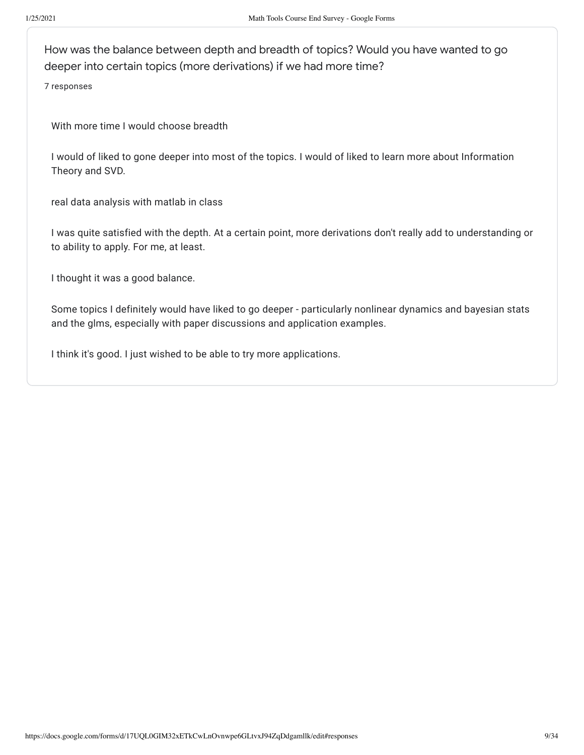How was the balance between depth and breadth of topics? Would you have wanted to go deeper into certain topics (more derivations) if we had more time?

7 responses

With more time I would choose breadth

I would of liked to gone deeper into most of the topics. I would of liked to learn more about Information Theory and SVD.

real data analysis with matlab in class

I was quite satisfied with the depth. At a certain point, more derivations don't really add to understanding or to ability to apply. For me, at least.

I thought it was a good balance.

Some topics I definitely would have liked to go deeper - particularly nonlinear dynamics and bayesian stats and the glms, especially with paper discussions and application examples.

I think it's good. I just wished to be able to try more applications.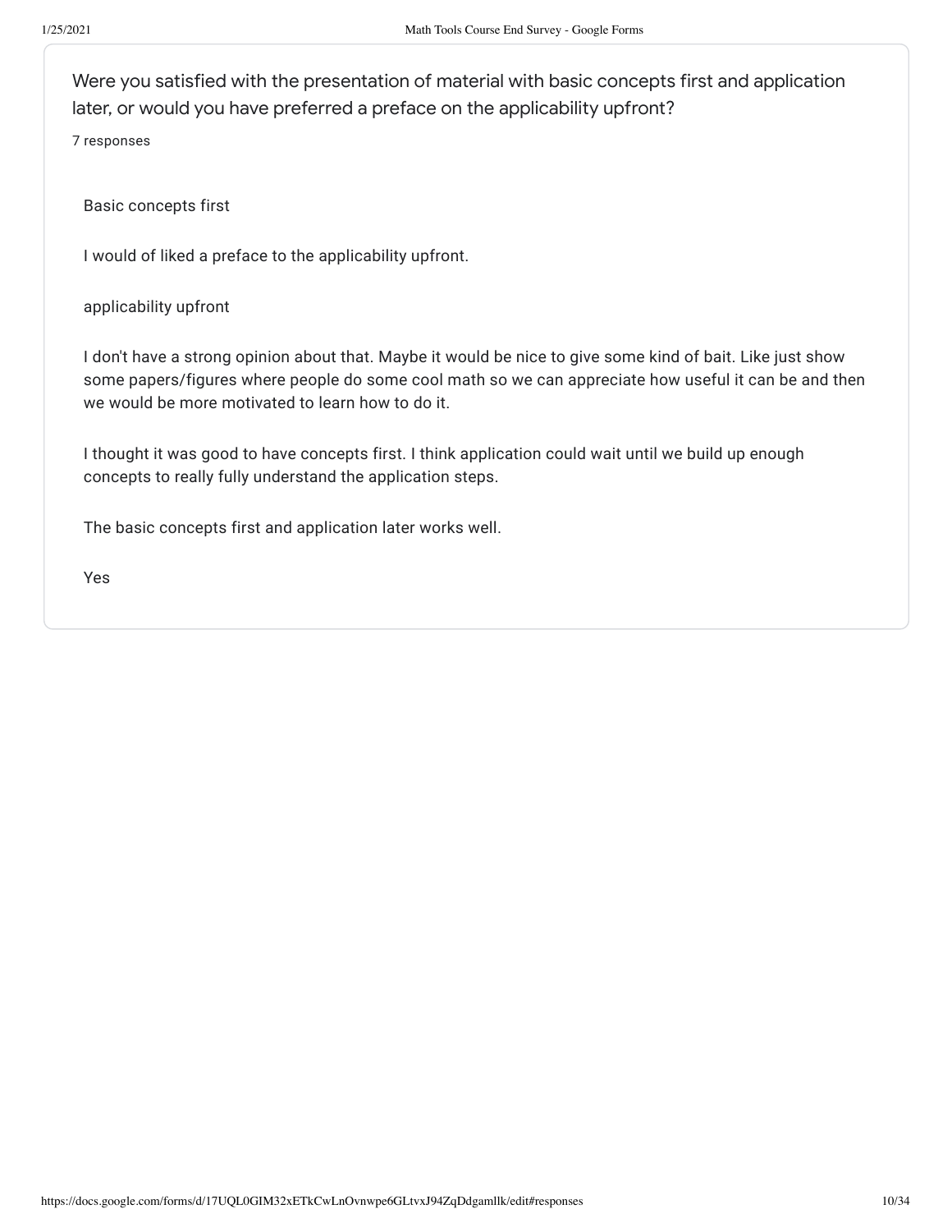Were you satisfied with the presentation of material with basic concepts first and application later, or would you have preferred a preface on the applicability upfront?

7 responses

Basic concepts first

I would of liked a preface to the applicability upfront.

applicability upfront

I don't have a strong opinion about that. Maybe it would be nice to give some kind of bait. Like just show some papers/figures where people do some cool math so we can appreciate how useful it can be and then we would be more motivated to learn how to do it.

I thought it was good to have concepts first. I think application could wait until we build up enough concepts to really fully understand the application steps.

The basic concepts first and application later works well.

Yes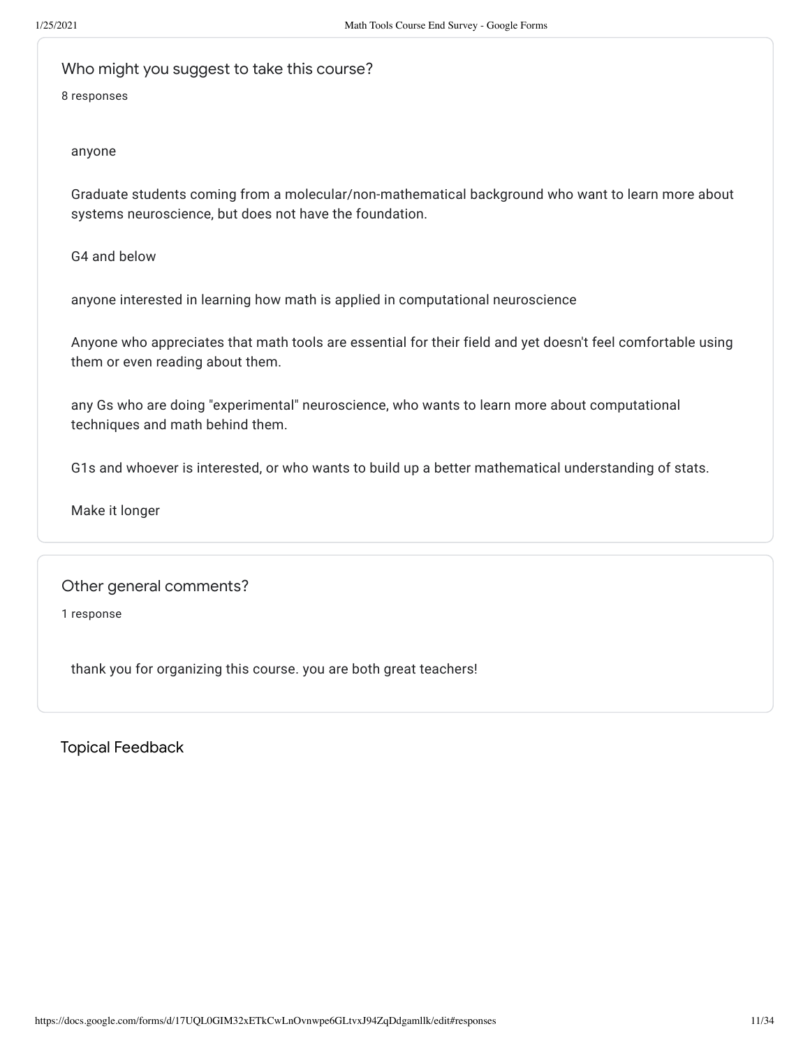## Who might you suggest to take this course?

8 responses

anyone

Graduate students coming from a molecular/non-mathematical background who want to learn more about systems neuroscience, but does not have the foundation.

G4 and below

anyone interested in learning how math is applied in computational neuroscience

Anyone who appreciates that math tools are essential for their field and yet doesn't feel comfortable using them or even reading about them.

any Gs who are doing "experimental" neuroscience, who wants to learn more about computational techniques and math behind them.

G1s and whoever is interested, or who wants to build up a better mathematical understanding of stats.

Make it longer

## Other general comments?

1 response

thank you for organizing this course. you are both great teachers!

# Topical Feedback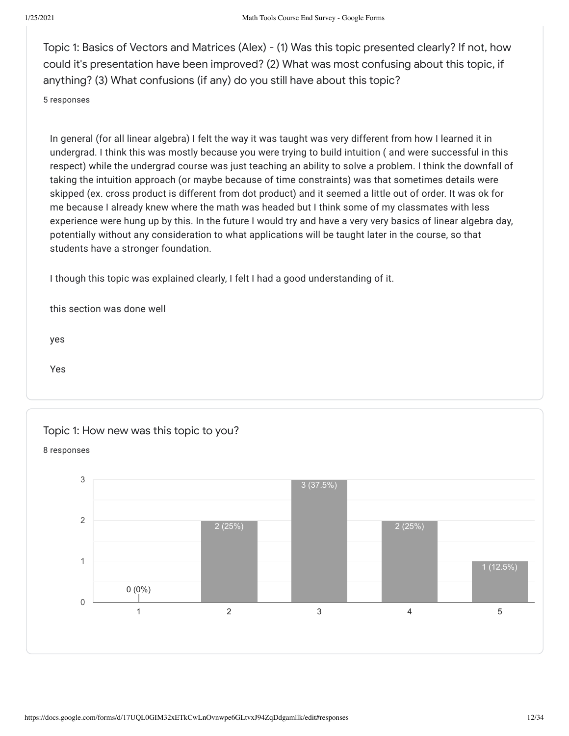Topic 1: Basics of Vectors and Matrices (Alex) - (1) Was this topic presented clearly? If not, how could it's presentation have been improved? (2) What was most confusing about this topic, if anything? (3) What confusions (if any) do you still have about this topic?

5 responses

In general (for all linear algebra) I felt the way it was taught was very different from how I learned it in undergrad. I think this was mostly because you were trying to build intuition ( and were successful in this respect) while the undergrad course was just teaching an ability to solve a problem. I think the downfall of taking the intuition approach (or maybe because of time constraints) was that sometimes details were skipped (ex. cross product is different from dot product) and it seemed a little out of order. It was ok for me because I already knew where the math was headed but I think some of my classmates with less experience were hung up by this. In the future I would try and have a very very basics of linear algebra day, potentially without any consideration to what applications will be taught later in the course, so that students have a stronger foundation.

I though this topic was explained clearly, I felt I had a good understanding of it.

this section was done well

yes

Yes

Topic 1: How new was this topic to you?

8 responses

| Rating | Responses |
| --- | --- |
| 1 | 0 (0%) |
| 2 | 2 (25%) |
| 3 | 3 (37.5%) |
| 4 | 2 (25%) |
| 5 | 1 (12.5%) |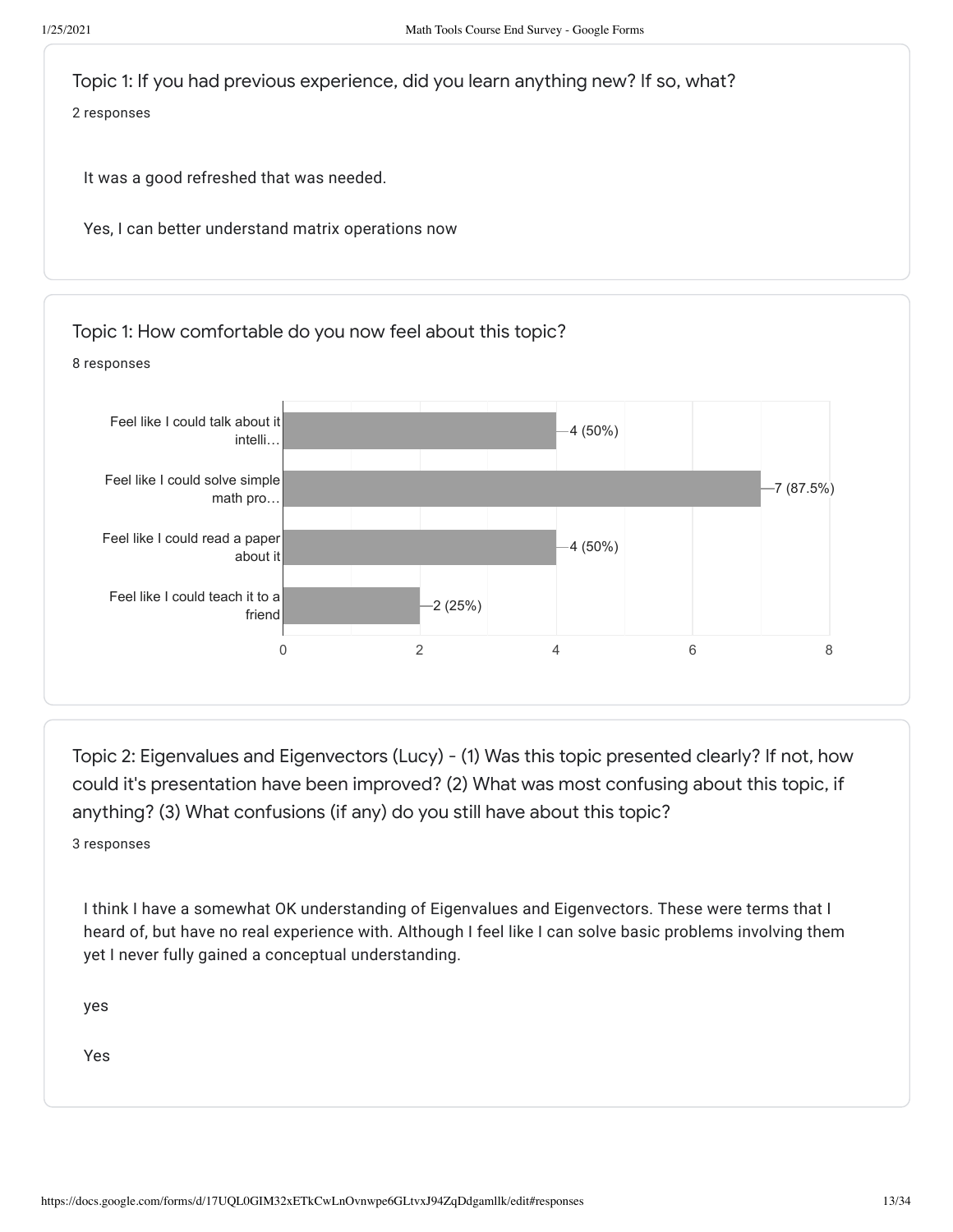## Topic 1: If you had previous experience, did you learn anything new? If so, what?

2 responses

It was a good refreshed that was needed.

Yes, I can better understand matrix operations now

## Topic 1: How comfortable do you now feel about this topic?

8 responses

| Response | Count |
| --- | --- |
| Feel like I could talk about it intelli… | 4 (50%) |
| Feel like I could solve simple math pro… | 7 (87.5%) |
| Feel like I could read a paper about it | 4 (50%) |
| Feel like I could teach it to a friend | 2 (25%) |

## Topic 2: Eigenvalues and Eigenvectors (Lucy) - (1) Was this topic presented clearly? If not, how could it's presentation have been improved? (2) What was most confusing about this topic, if anything? (3) What confusions (if any) do you still have about this topic?

3 responses

I think I have a somewhat OK understanding of Eigenvalues and Eigenvectors. These were terms that I heard of, but have no real experience with. Although I feel like I can solve basic problems involving them yet I never fully gained a conceptual understanding.

yes

Yes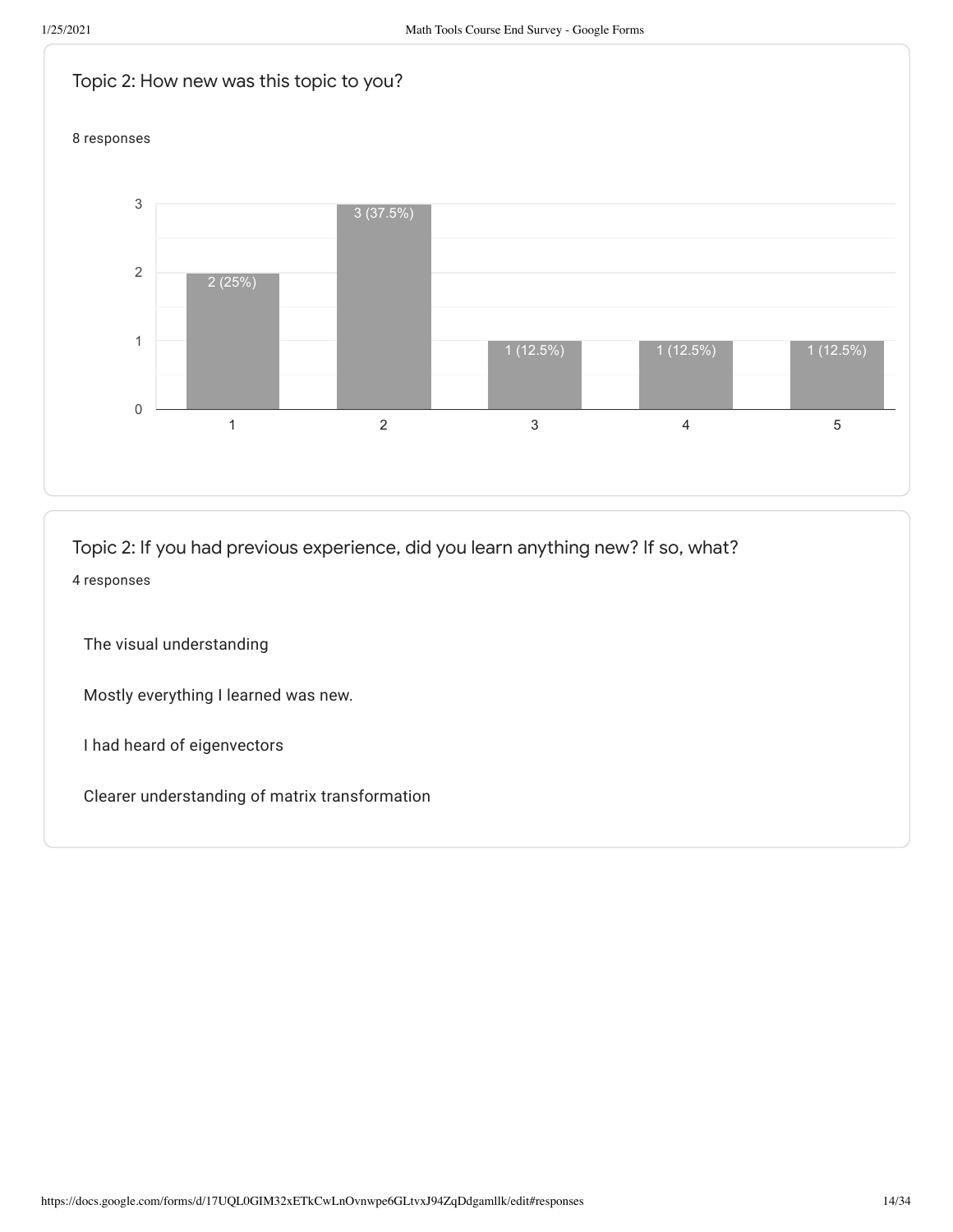## Topic 2: How new was this topic to you?

8 responses

| Rating | Responses |
| --- | --- |
| 1 | 2 (25%) |
| 2 | 3 (37.5%) |
| 3 | 1 (12.5%) |
| 4 | 1 (12.5%) |
| 5 | 1 (12.5%) |

## Topic 2: If you had previous experience, did you learn anything new? If so, what?

4 responses

The visual understanding

Mostly everything I learned was new.

I had heard of eigenvectors

Clearer understanding of matrix transformation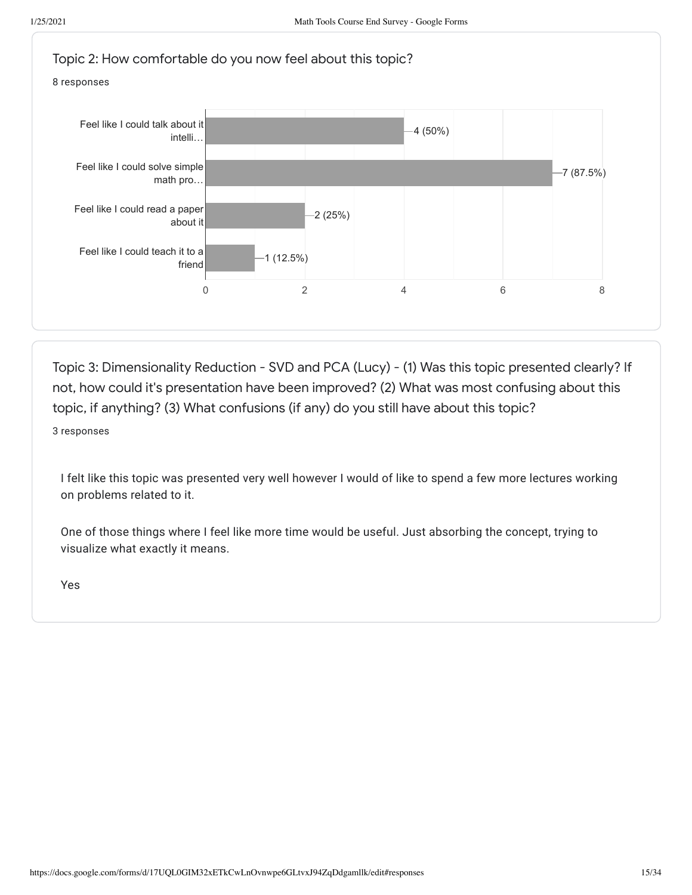## Topic 2: How comfortable do you now feel about this topic?

8 responses

| Response | Count |
| --- | --- |
| Feel like I could talk about it intelli… | 4 (50%) |
| Feel like I could solve simple math pro… | 7 (87.5%) |
| Feel like I could read a paper about it | 2 (25%) |
| Feel like I could teach it to a friend | 1 (12.5%) |

## Topic 3: Dimensionality Reduction - SVD and PCA (Lucy) - (1) Was this topic presented clearly? If not, how could it's presentation have been improved? (2) What was most confusing about this topic, if anything? (3) What confusions (if any) do you still have about this topic?

3 responses

I felt like this topic was presented very well however I would of like to spend a few more lectures working on problems related to it.

One of those things where I feel like more time would be useful. Just absorbing the concept, trying to visualize what exactly it means.

Yes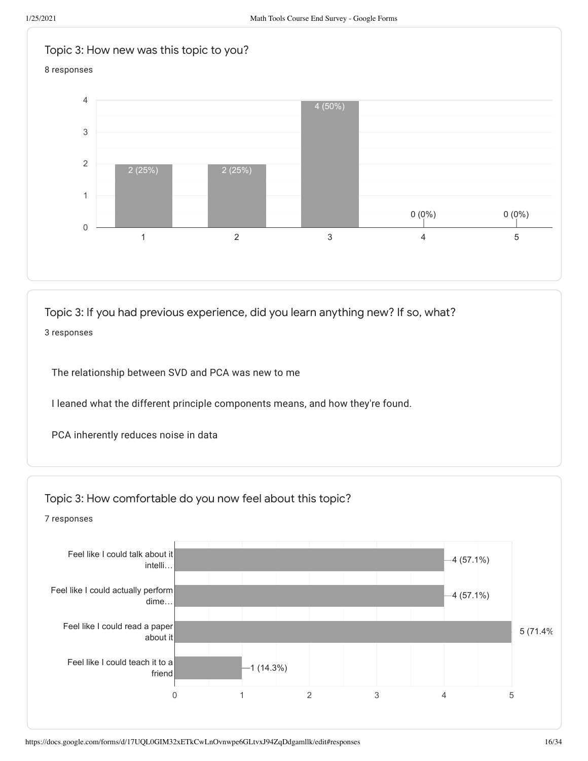## Topic 3: How new was this topic to you?

8 responses

| Rating | Responses |
|---|---|
| 1 | 2 (25%) |
| 2 | 2 (25%) |
| 3 | 4 (50%) |
| 4 | 0 (0%) |
| 5 | 0 (0%) |

## Topic 3: If you had previous experience, did you learn anything new? If so, what?

3 responses

The relationship between SVD and PCA was new to me

I leaned what the different principle components means, and how they're found.

PCA inherently reduces noise in data

## Topic 3: How comfortable do you now feel about this topic?

7 responses

| Option | Responses |
|---|---|
| Feel like I could talk about it intelli… | 4 (57.1%) |
| Feel like I could actually perform dime… | 4 (57.1%) |
| Feel like I could read a paper about it | 5 (71.4% |
| Feel like I could teach it to a friend | 1 (14.3%) |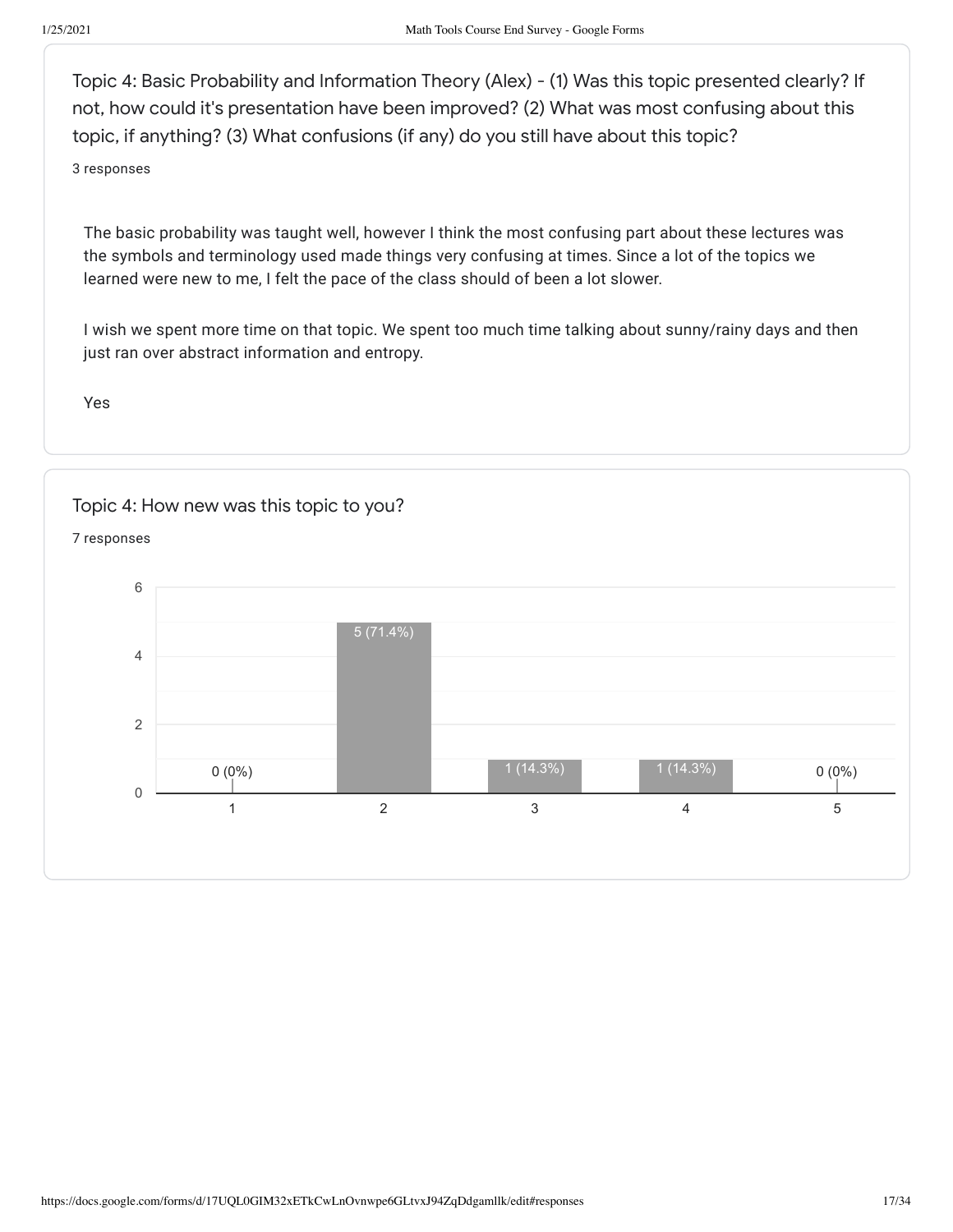## Topic 4: Basic Probability and Information Theory (Alex) - (1) Was this topic presented clearly? If not, how could it's presentation have been improved? (2) What was most confusing about this topic, if anything? (3) What confusions (if any) do you still have about this topic?

3 responses

The basic probability was taught well, however I think the most confusing part about these lectures was the symbols and terminology used made things very confusing at times. Since a lot of the topics we learned were new to me, I felt the pace of the class should of been a lot slower.

I wish we spent more time on that topic. We spent too much time talking about sunny/rainy days and then just ran over abstract information and entropy.

Yes

## Topic 4: How new was this topic to you?

7 responses

| Rating | Responses |
|---|---|
| 1 | 0 (0%) |
| 2 | 5 (71.4%) |
| 3 | 1 (14.3%) |
| 4 | 1 (14.3%) |
| 5 | 0 (0%) |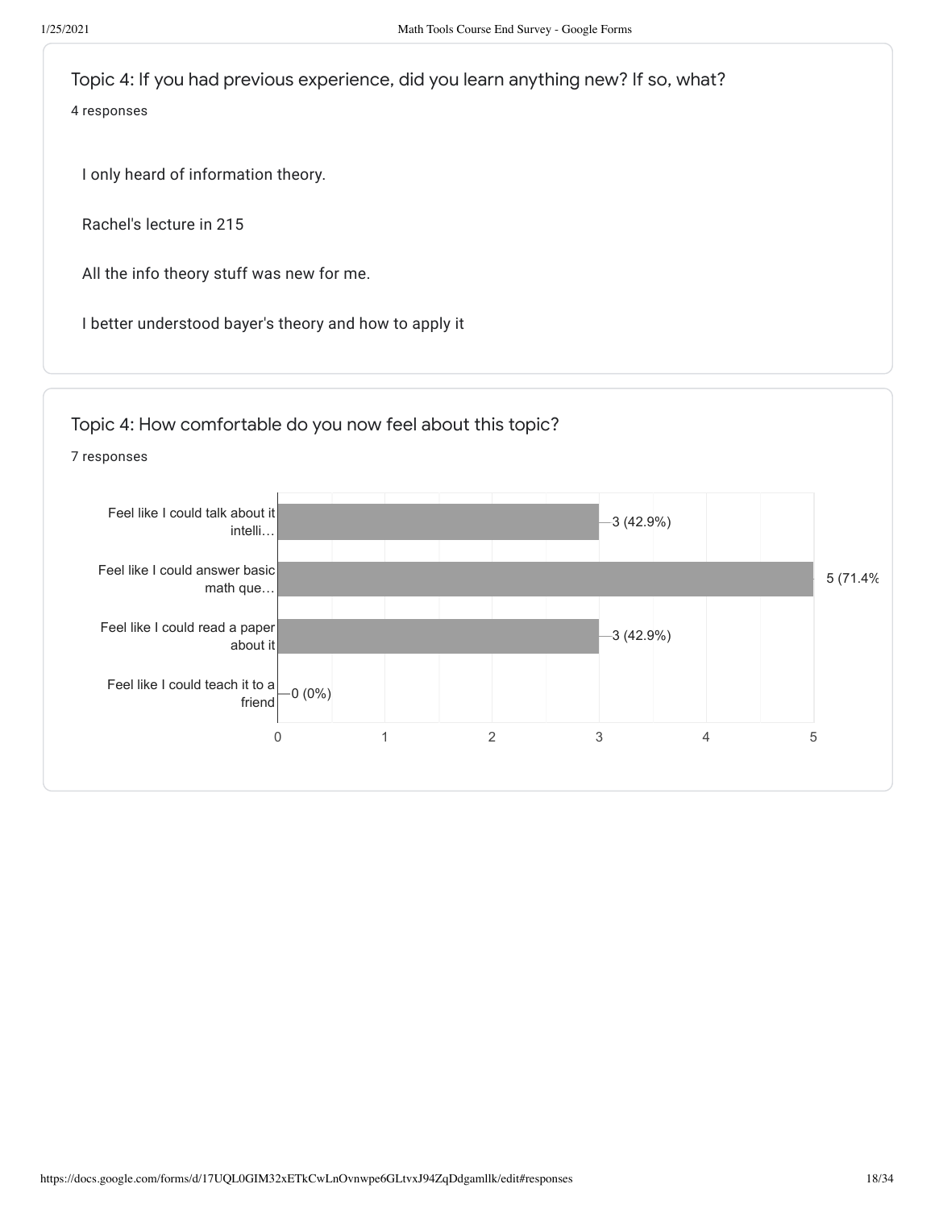## Topic 4: If you had previous experience, did you learn anything new? If so, what?

4 responses

I only heard of information theory.

Rachel's lecture in 215

All the info theory stuff was new for me.

I better understood bayer's theory and how to apply it

## Topic 4: How comfortable do you now feel about this topic?

7 responses

| Response | Count |
| --- | --- |
| Feel like I could talk about it intelli… | 3 (42.9%) |
| Feel like I could answer basic math que… | 5 (71.4% |
| Feel like I could read a paper about it | 3 (42.9%) |
| Feel like I could teach it to a friend | 0 (0%) |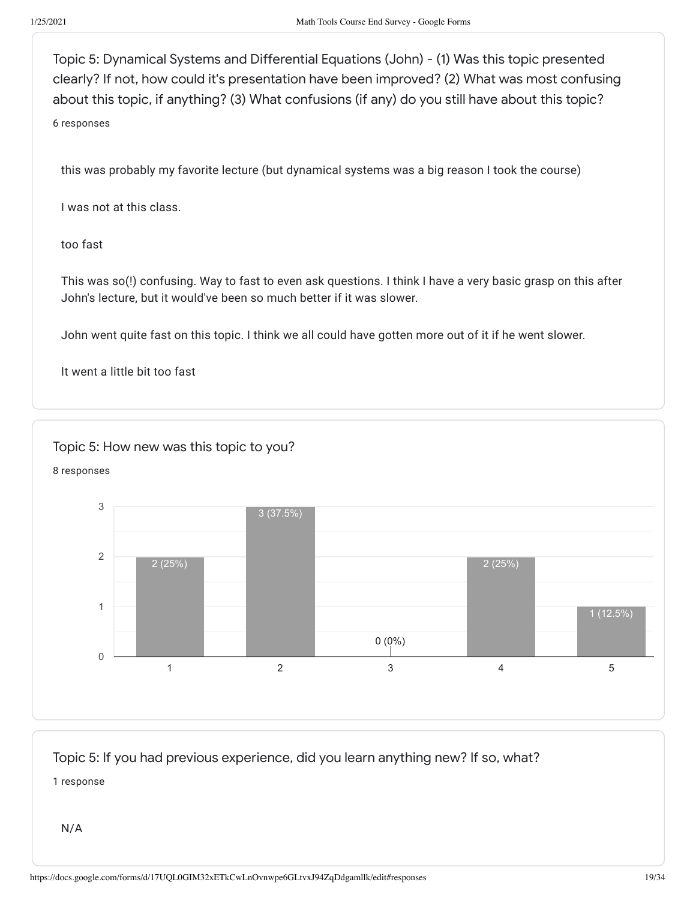Topic 5: Dynamical Systems and Differential Equations (John) - (1) Was this topic presented clearly? If not, how could it's presentation have been improved? (2) What was most confusing about this topic, if anything? (3) What confusions (if any) do you still have about this topic?

6 responses

this was probably my favorite lecture (but dynamical systems was a big reason I took the course)

I was not at this class.

too fast

This was so(!) confusing. Way to fast to even ask questions. I think I have a very basic grasp on this after John's lecture, but it would've been so much better if it was slower.

John went quite fast on this topic. I think we all could have gotten more out of it if he went slower.

It went a little bit too fast

Topic 5: How new was this topic to you?

8 responses

| Rating | Responses |
| --- | --- |
| 1 | 2 (25%) |
| 2 | 3 (37.5%) |
| 3 | 0 (0%) |
| 4 | 2 (25%) |
| 5 | 1 (12.5%) |

Topic 5: If you had previous experience, did you learn anything new? If so, what?

1 response

N/A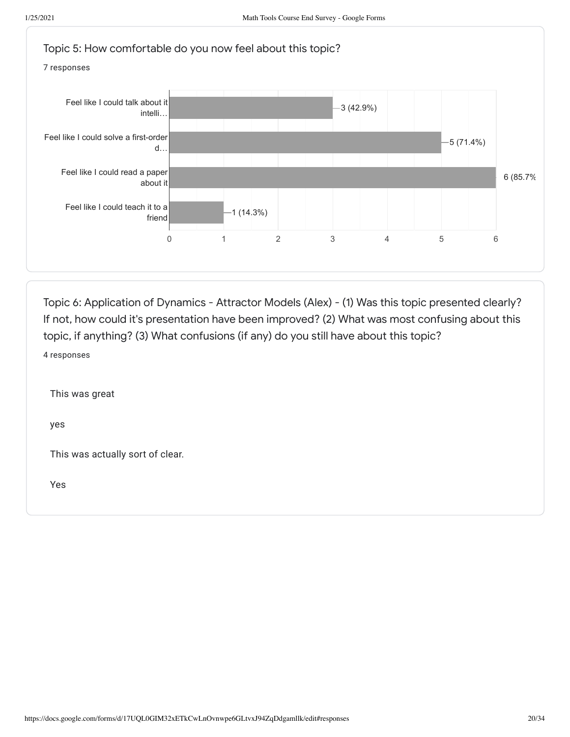## Topic 5: How comfortable do you now feel about this topic?

7 responses

| Response | Count |
| --- | --- |
| Feel like I could talk about it intelli… | 3 (42.9%) |
| Feel like I could solve a first-order d… | 5 (71.4%) |
| Feel like I could read a paper about it | 6 (85.7% |
| Feel like I could teach it to a friend | 1 (14.3%) |

## Topic 6: Application of Dynamics - Attractor Models (Alex) - (1) Was this topic presented clearly? If not, how could it's presentation have been improved? (2) What was most confusing about this topic, if anything? (3) What confusions (if any) do you still have about this topic?

4 responses

This was great

yes

This was actually sort of clear.

Yes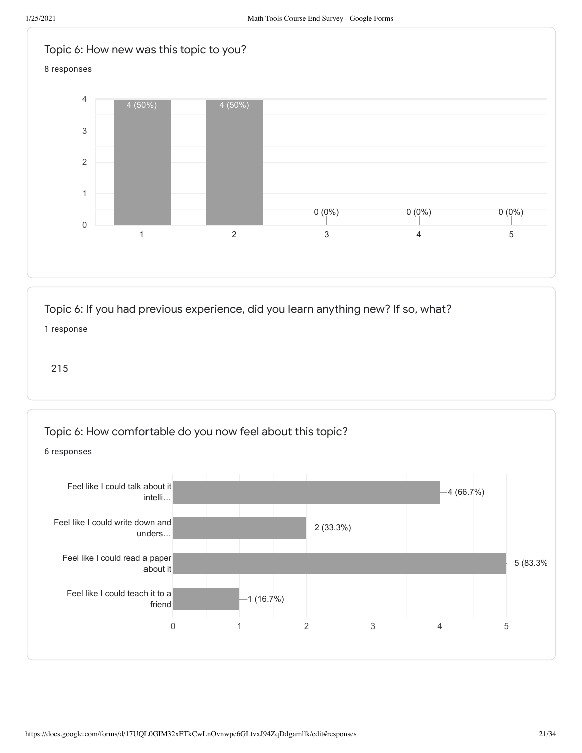## Topic 6: How new was this topic to you?

8 responses

| Rating | Responses |
|---|---|
| 1 | 4 (50%) |
| 2 | 4 (50%) |
| 3 | 0 (0%) |
| 4 | 0 (0%) |
| 5 | 0 (0%) |

## Topic 6: If you had previous experience, did you learn anything new? If so, what?

1 response

215

## Topic 6: How comfortable do you now feel about this topic?

6 responses

| Option | Responses |
|---|---|
| Feel like I could talk about it intelli… | 4 (66.7%) |
| Feel like I could write down and unders… | 2 (33.3%) |
| Feel like I could read a paper about it | 5 (83.3% |
| Feel like I could teach it to a friend | 1 (16.7%) |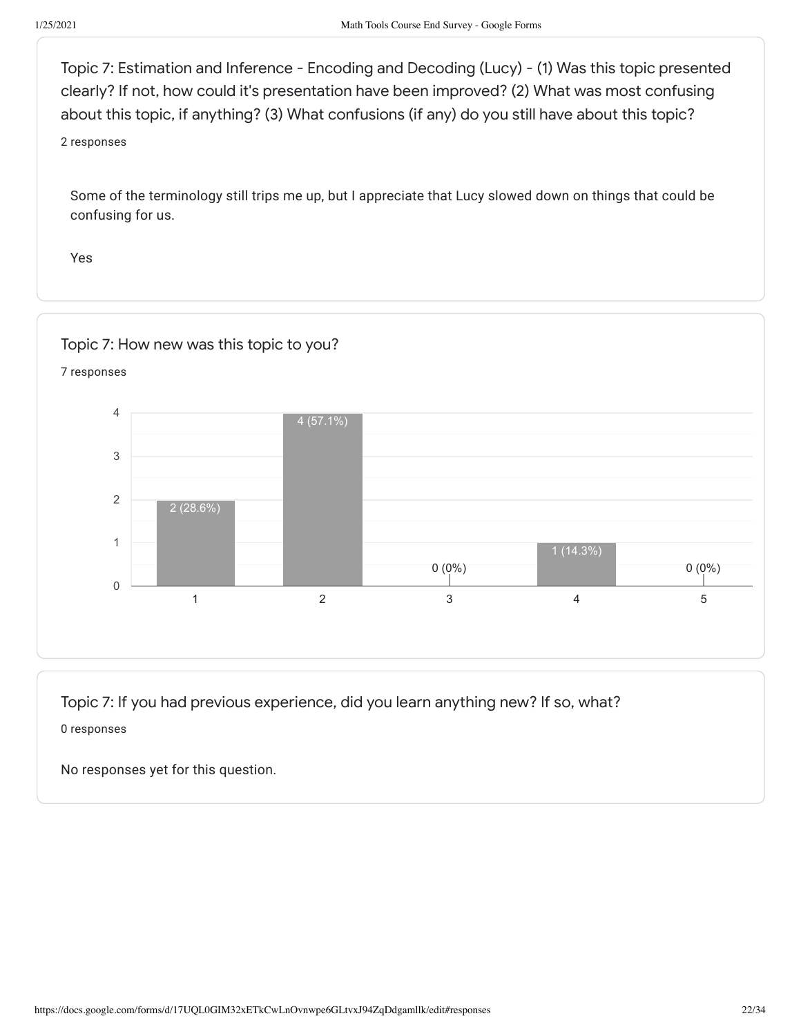Topic 7: Estimation and Inference - Encoding and Decoding (Lucy) - (1) Was this topic presented clearly? If not, how could it's presentation have been improved? (2) What was most confusing about this topic, if anything? (3) What confusions (if any) do you still have about this topic?

2 responses

Some of the terminology still trips me up, but I appreciate that Lucy slowed down on things that could be confusing for us.

Yes

Topic 7: How new was this topic to you?

7 responses

| Rating | Responses |
|---|---|
| 1 | 2 (28.6%) |
| 2 | 4 (57.1%) |
| 3 | 0 (0%) |
| 4 | 1 (14.3%) |
| 5 | 0 (0%) |

Topic 7: If you had previous experience, did you learn anything new? If so, what?

0 responses

No responses yet for this question.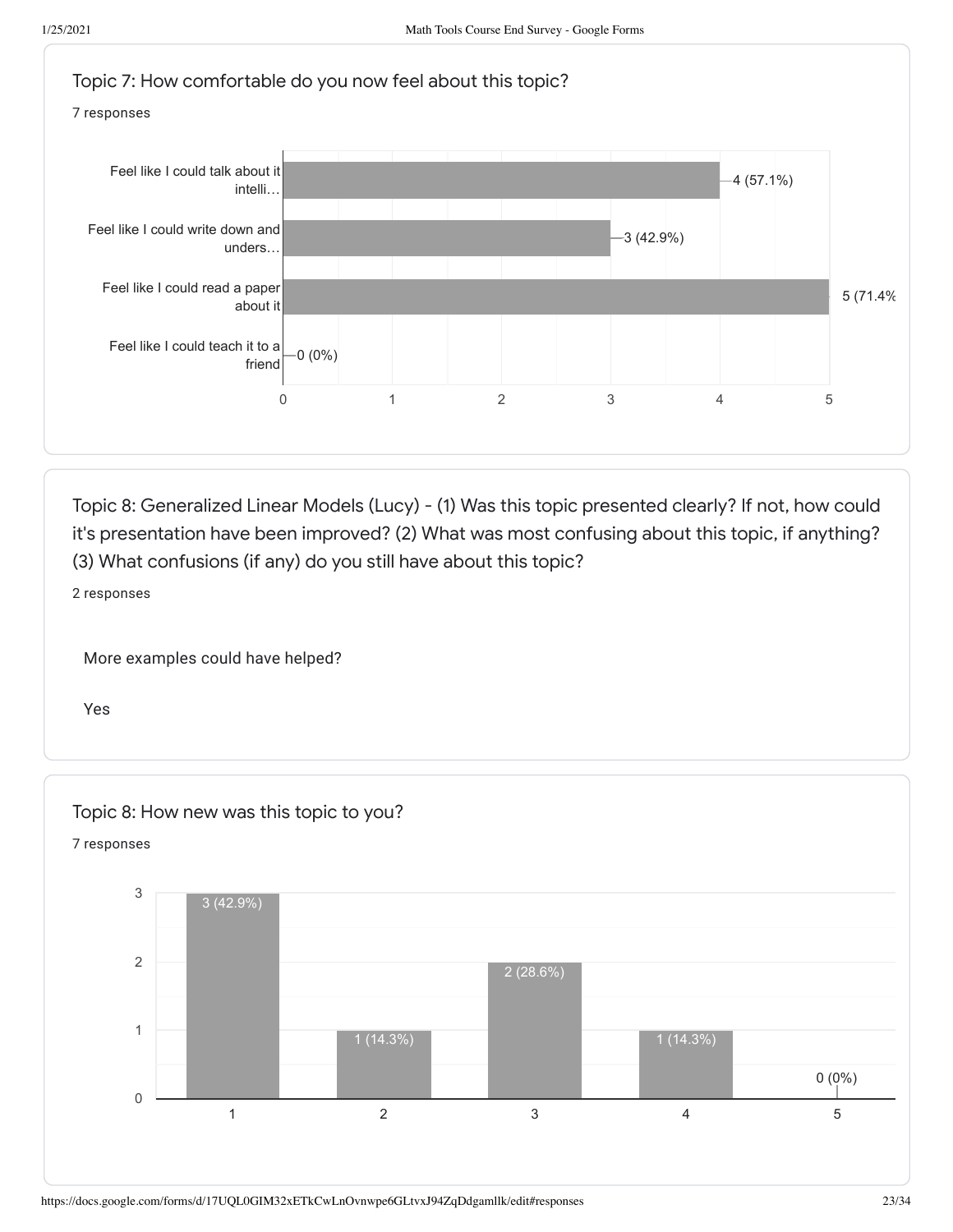### Topic 7: How comfortable do you now feel about this topic?

7 responses

| Response | Count |
|---|---|
| Feel like I could talk about it intelli… | 4 (57.1%) |
| Feel like I could write down and unders… | 3 (42.9%) |
| Feel like I could read a paper about it | 5 (71.4% |
| Feel like I could teach it to a friend | 0 (0%) |

### Topic 8: Generalized Linear Models (Lucy) - (1) Was this topic presented clearly? If not, how could it's presentation have been improved? (2) What was most confusing about this topic, if anything? (3) What confusions (if any) do you still have about this topic?

2 responses

More examples could have helped?

Yes

### Topic 8: How new was this topic to you?

7 responses

| Rating | Count |
|---|---|
| 1 | 3 (42.9%) |
| 2 | 1 (14.3%) |
| 3 | 2 (28.6%) |
| 4 | 1 (14.3%) |
| 5 | 0 (0%) |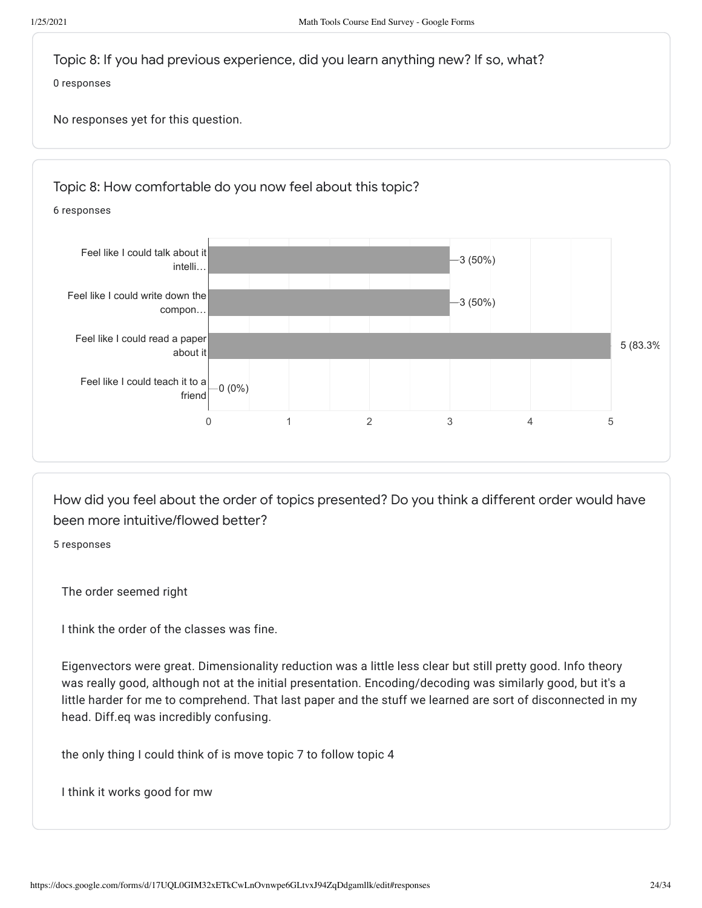## Topic 8: If you had previous experience, did you learn anything new? If so, what?

0 responses

No responses yet for this question.

## Topic 8: How comfortable do you now feel about this topic?

6 responses

| Response | Count |
| --- | --- |
| Feel like I could talk about it intelli… | 3 (50%) |
| Feel like I could write down the compon… | 3 (50%) |
| Feel like I could read a paper about it | 5 (83.3% |
| Feel like I could teach it to a friend | 0 (0%) |

## How did you feel about the order of topics presented? Do you think a different order would have been more intuitive/flowed better?

5 responses

The order seemed right

I think the order of the classes was fine.

Eigenvectors were great. Dimensionality reduction was a little less clear but still pretty good. Info theory was really good, although not at the initial presentation. Encoding/decoding was similarly good, but it's a little harder for me to comprehend. That last paper and the stuff we learned are sort of disconnected in my head. Diff.eq was incredibly confusing.

the only thing I could think of is move topic 7 to follow topic 4

I think it works good for mw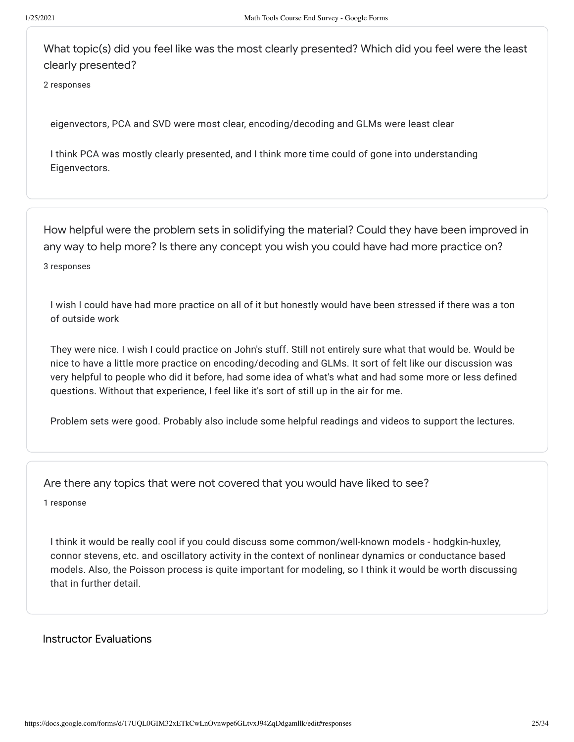### What topic(s) did you feel like was the most clearly presented? Which did you feel were the least clearly presented?

2 responses

eigenvectors, PCA and SVD were most clear, encoding/decoding and GLMs were least clear

I think PCA was mostly clearly presented, and I think more time could of gone into understanding Eigenvectors.

### How helpful were the problem sets in solidifying the material? Could they have been improved in any way to help more? Is there any concept you wish you could have had more practice on?

3 responses

I wish I could have had more practice on all of it but honestly would have been stressed if there was a ton of outside work

They were nice. I wish I could practice on John's stuff. Still not entirely sure what that would be. Would be nice to have a little more practice on encoding/decoding and GLMs. It sort of felt like our discussion was very helpful to people who did it before, had some idea of what's what and had some more or less defined questions. Without that experience, I feel like it's sort of still up in the air for me.

Problem sets were good. Probably also include some helpful readings and videos to support the lectures.

### Are there any topics that were not covered that you would have liked to see?

1 response

I think it would be really cool if you could discuss some common/well-known models - hodgkin-huxley, connor stevens, etc. and oscillatory activity in the context of nonlinear dynamics or conductance based models. Also, the Poisson process is quite important for modeling, so I think it would be worth discussing that in further detail.

## Instructor Evaluations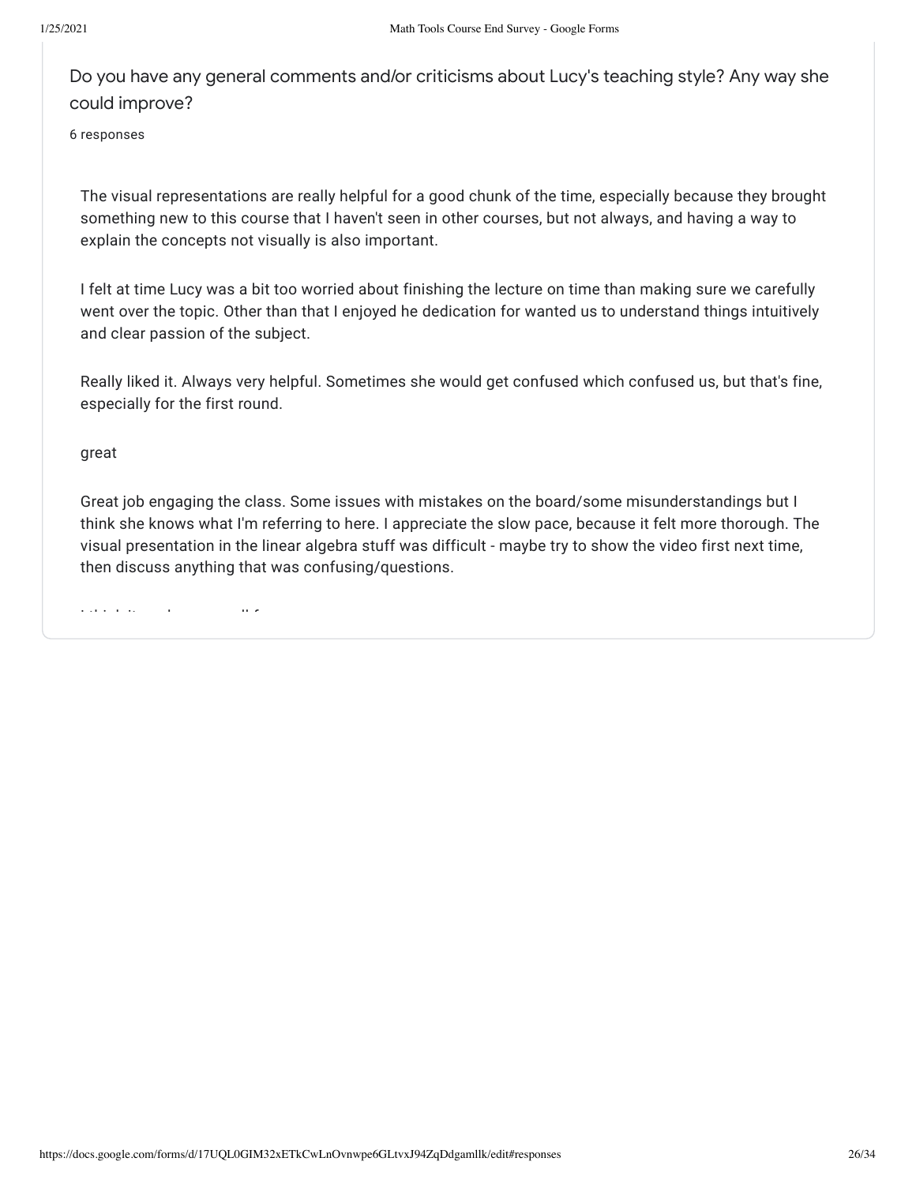Do you have any general comments and/or criticisms about Lucy's teaching style? Any way she could improve?

6 responses

The visual representations are really helpful for a good chunk of the time, especially because they brought something new to this course that I haven't seen in other courses, but not always, and having a way to explain the concepts not visually is also important.

I felt at time Lucy was a bit too worried about finishing the lecture on time than making sure we carefully went over the topic. Other than that I enjoyed he dedication for wanted us to understand things intuitively and clear passion of the subject.

Really liked it. Always very helpful. Sometimes she would get confused which confused us, but that's fine, especially for the first round.

great

Great job engaging the class. Some issues with mistakes on the board/some misunderstandings but I think she knows what I'm referring to here. I appreciate the slow pace, because it felt more thorough. The visual presentation in the linear algebra stuff was difficult - maybe try to show the video first next time, then discuss anything that was confusing/questions.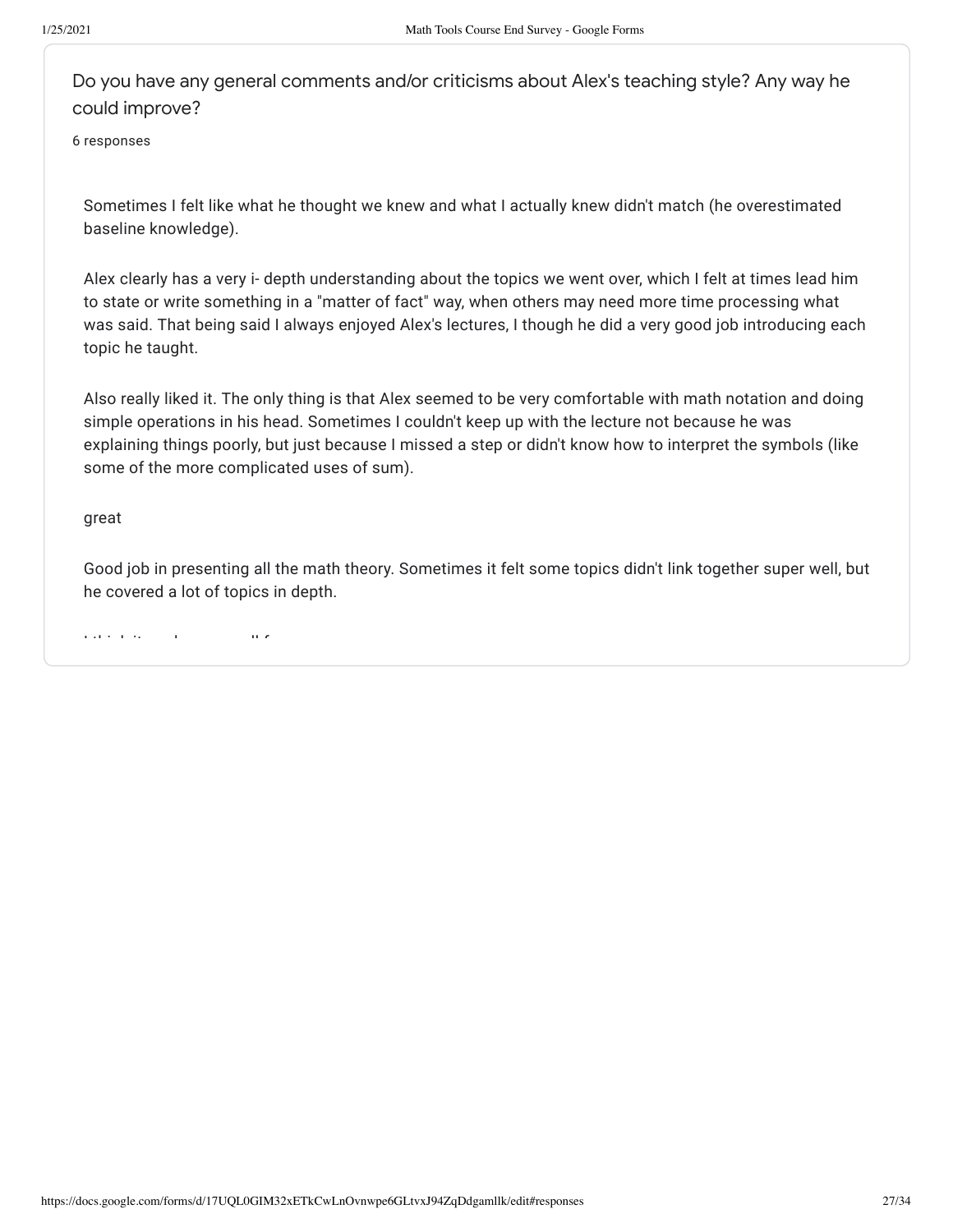Do you have any general comments and/or criticisms about Alex's teaching style? Any way he could improve?

6 responses

Sometimes I felt like what he thought we knew and what I actually knew didn't match (he overestimated baseline knowledge).

Alex clearly has a very i- depth understanding about the topics we went over, which I felt at times lead him to state or write something in a "matter of fact" way, when others may need more time processing what was said. That being said I always enjoyed Alex's lectures, I though he did a very good job introducing each topic he taught.

Also really liked it. The only thing is that Alex seemed to be very comfortable with math notation and doing simple operations in his head. Sometimes I couldn't keep up with the lecture not because he was explaining things poorly, but just because I missed a step or didn't know how to interpret the symbols (like some of the more complicated uses of sum).

great

Good job in presenting all the math theory. Sometimes it felt some topics didn't link together super well, but he covered a lot of topics in depth.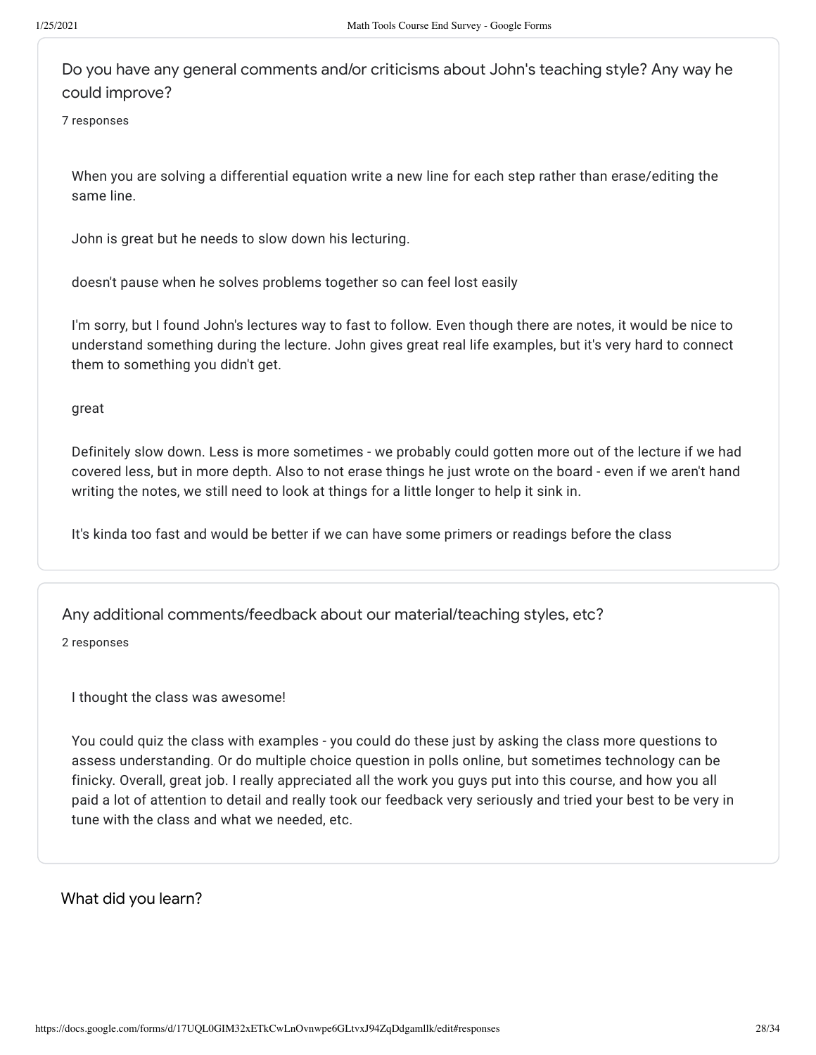### Do you have any general comments and/or criticisms about John's teaching style? Any way he could improve?

7 responses

When you are solving a differential equation write a new line for each step rather than erase/editing the same line.

John is great but he needs to slow down his lecturing.

doesn't pause when he solves problems together so can feel lost easily

I'm sorry, but I found John's lectures way to fast to follow. Even though there are notes, it would be nice to understand something during the lecture. John gives great real life examples, but it's very hard to connect them to something you didn't get.

great

Definitely slow down. Less is more sometimes - we probably could gotten more out of the lecture if we had covered less, but in more depth. Also to not erase things he just wrote on the board - even if we aren't hand writing the notes, we still need to look at things for a little longer to help it sink in.

It's kinda too fast and would be better if we can have some primers or readings before the class

### Any additional comments/feedback about our material/teaching styles, etc?

2 responses

I thought the class was awesome!

You could quiz the class with examples - you could do these just by asking the class more questions to assess understanding. Or do multiple choice question in polls online, but sometimes technology can be finicky. Overall, great job. I really appreciated all the work you guys put into this course, and how you all paid a lot of attention to detail and really took our feedback very seriously and tried your best to be very in tune with the class and what we needed, etc.

## What did you learn?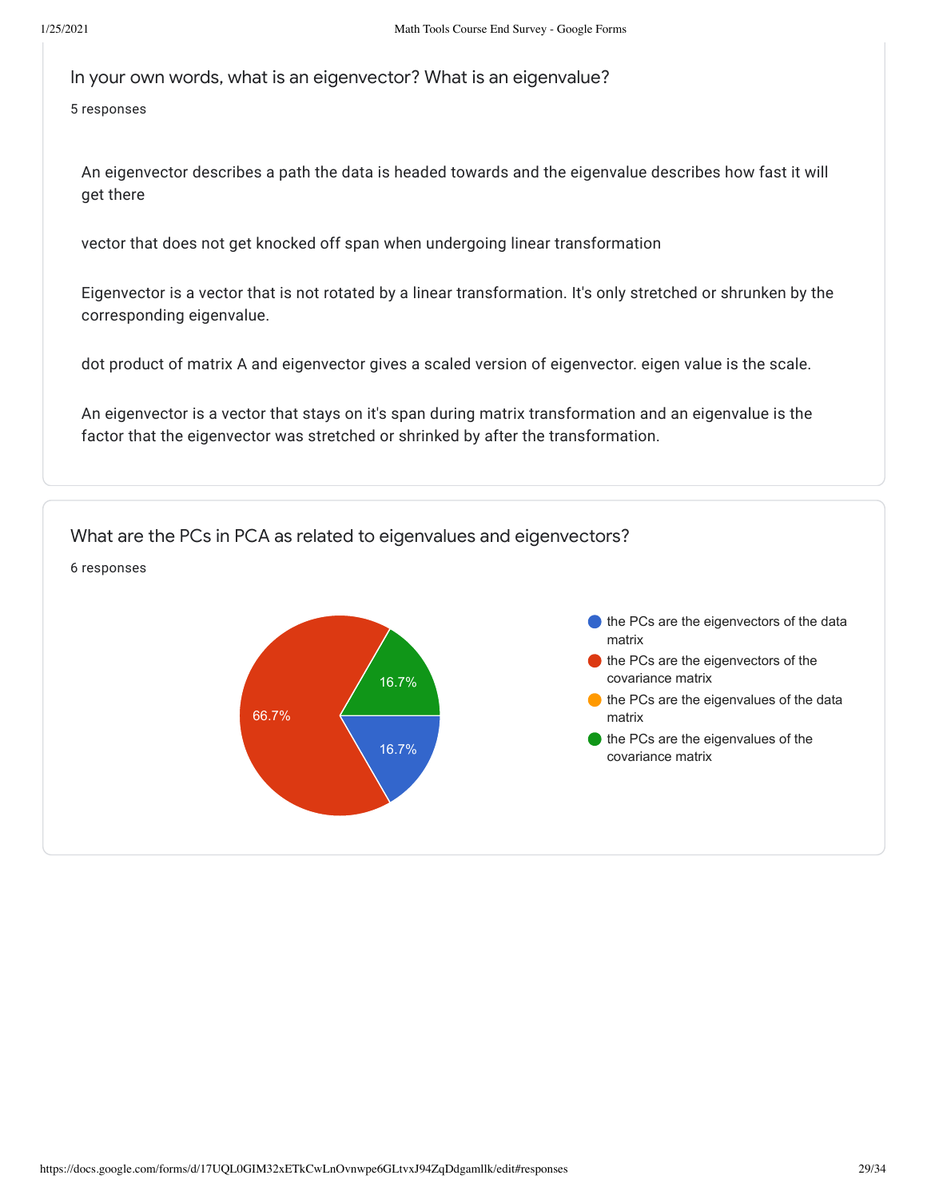## In your own words, what is an eigenvector? What is an eigenvalue?

5 responses

An eigenvector describes a path the data is headed towards and the eigenvalue describes how fast it will get there

vector that does not get knocked off span when undergoing linear transformation

Eigenvector is a vector that is not rotated by a linear transformation. It's only stretched or shrunken by the corresponding eigenvalue.

dot product of matrix A and eigenvector gives a scaled version of eigenvector. eigen value is the scale.

An eigenvector is a vector that stays on it's span during matrix transformation and an eigenvalue is the factor that the eigenvector was stretched or shrinked by after the transformation.

## What are the PCs in PCA as related to eigenvalues and eigenvectors?

6 responses

| Response | Percentage |
| --- | --- |
| the PCs are the eigenvectors of the data matrix | 16.7% |
| the PCs are the eigenvectors of the covariance matrix | 66.7% |
| the PCs are the eigenvalues of the data matrix | |
| the PCs are the eigenvalues of the covariance matrix | 16.7% |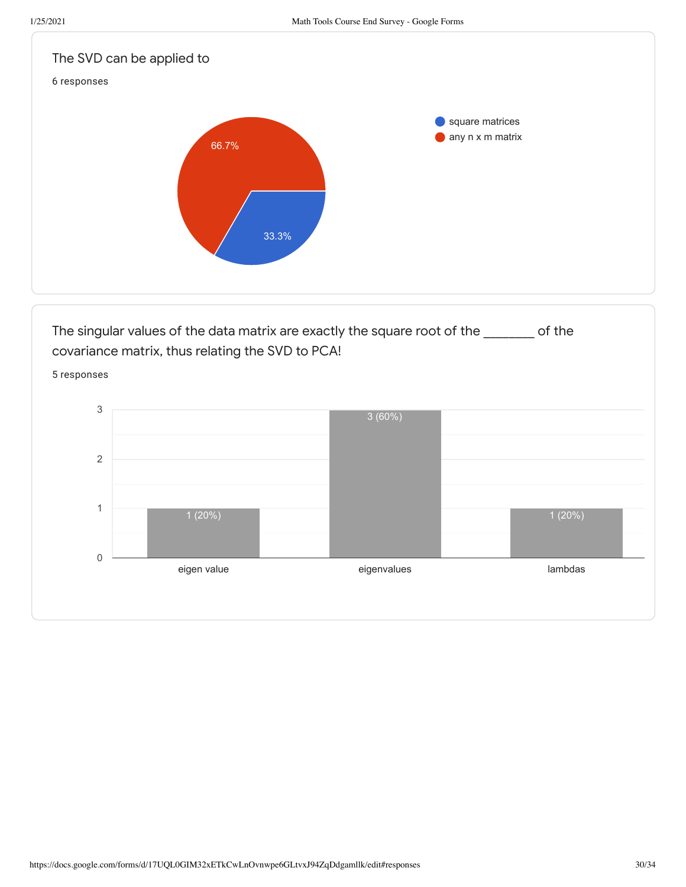The SVD can be applied to

6 responses

| Response | Percentage |
|---|---|
| square matrices | 33.3% |
| any n x m matrix | 66.7% |

The singular values of the data matrix are exactly the square root of the _______ of the covariance matrix, thus relating the SVD to PCA!

5 responses

| Response | Count |
|---|---|
| eigen value | 1 (20%) |
| eigenvalues | 3 (60%) |
| lambdas | 1 (20%) |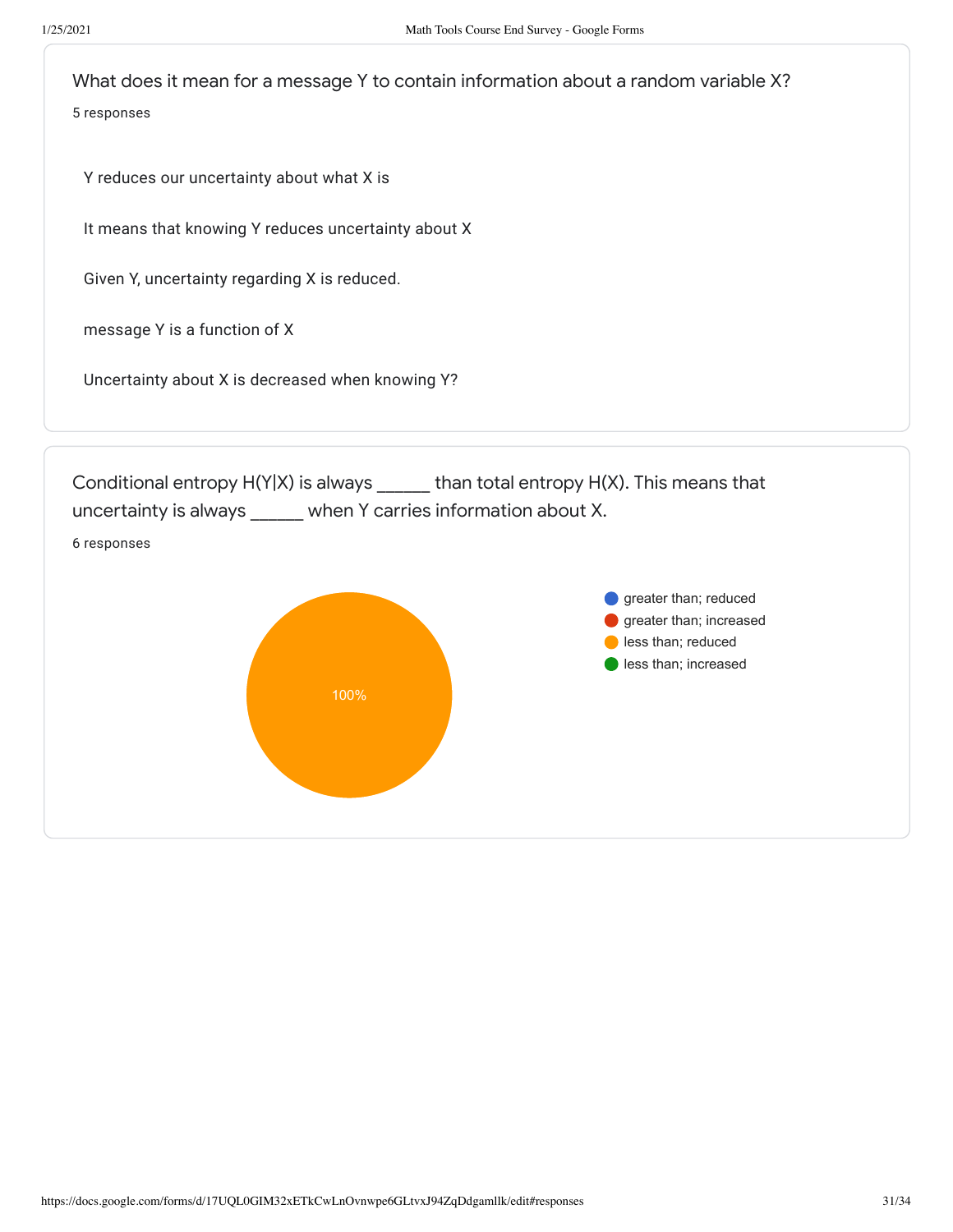What does it mean for a message Y to contain information about a random variable X?

5 responses

Y reduces our uncertainty about what X is

It means that knowing Y reduces uncertainty about X

Given Y, uncertainty regarding X is reduced.

message Y is a function of X

Uncertainty about X is decreased when knowing Y?

Conditional entropy H(Y|X) is always ______ than total entropy H(X). This means that uncertainty is always ______ when Y carries information about X.

6 responses

- greater than; reduced
- greater than; increased
- less than; reduced
- less than; increased

less than; reduced: 100%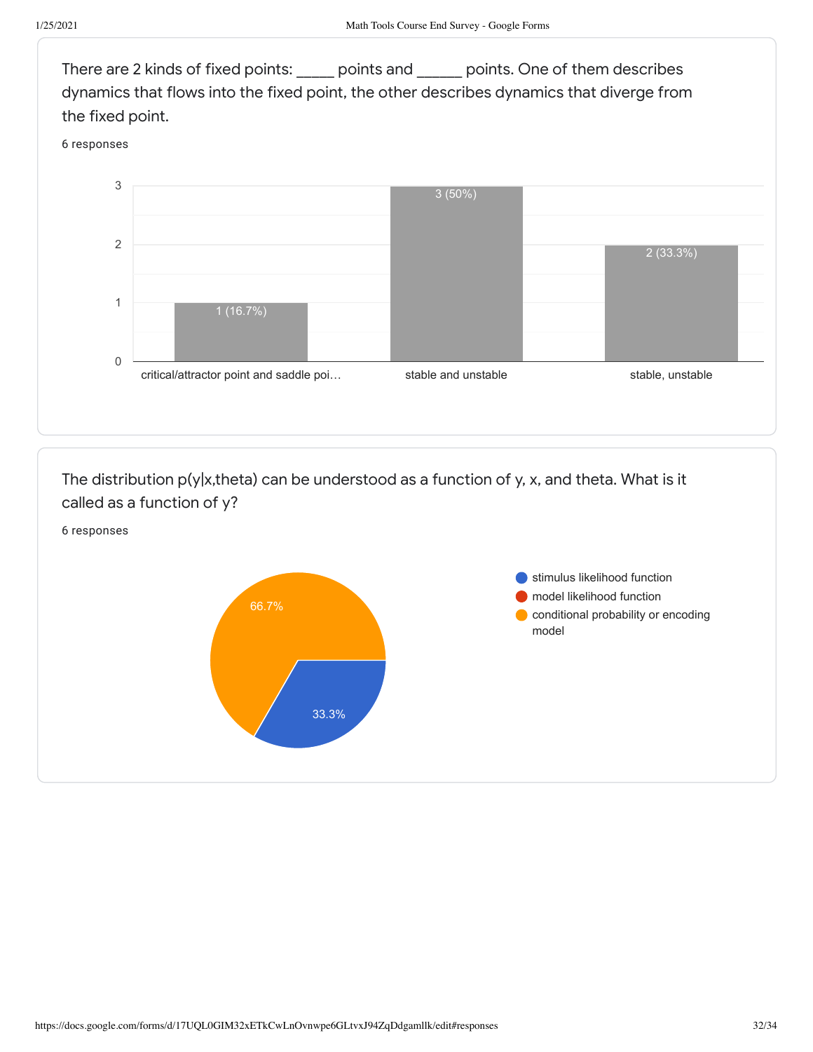There are 2 kinds of fixed points: _____ points and ______ points. One of them describes dynamics that flows into the fixed point, the other describes dynamics that diverge from the fixed point.

6 responses

| Response | Count |
|---|---|
| critical/attractor point and saddle poi… | 1 (16.7%) |
| stable and unstable | 3 (50%) |
| stable, unstable | 2 (33.3%) |

The distribution p(y|x,theta) can be understood as a function of y, x, and theta. What is it called as a function of y?

6 responses

| Response | Percentage |
|---|---|
| stimulus likelihood function | 33.3% |
| model likelihood function | |
| conditional probability or encoding model | 66.7% |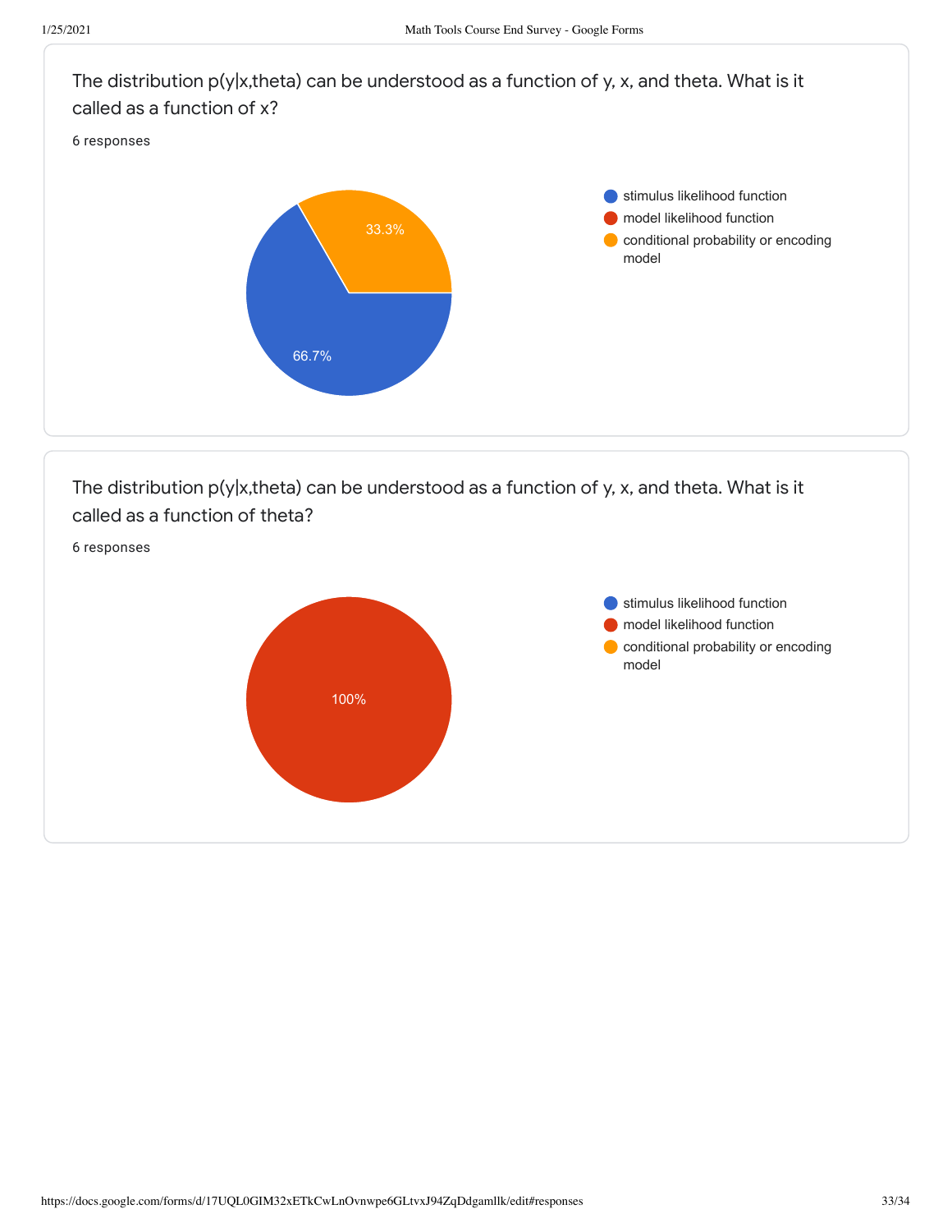The distribution p(y|x,theta) can be understood as a function of y, x, and theta. What is it called as a function of x?

6 responses

- stimulus likelihood function: 66.7%
- model likelihood function
- conditional probability or encoding model: 33.3%

The distribution p(y|x,theta) can be understood as a function of y, x, and theta. What is it called as a function of theta?

6 responses

- stimulus likelihood function
- model likelihood function: 100%
- conditional probability or encoding model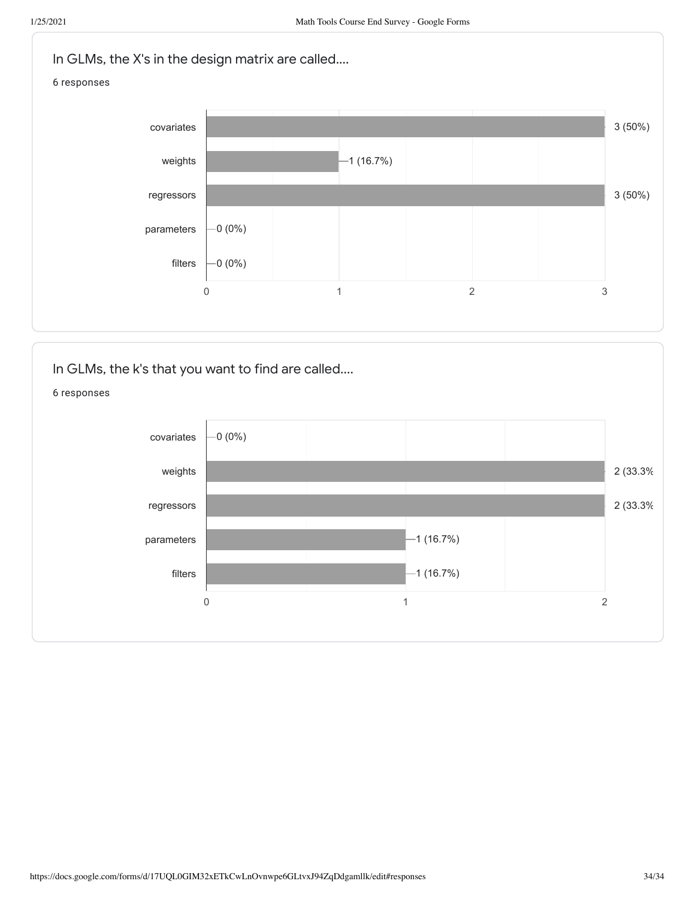In GLMs, the X's in the design matrix are called....

6 responses

covariates
weights
regressors
parameters
filters

3 (50%)
1 (16.7%)
3 (50%)
0 (0%)
0 (0%)

0
1
2
3

In GLMs, the k's that you want to find are called....

6 responses

covariates
weights
regressors
parameters
filters

0 (0%)
2 (33.3%
2 (33.3%
1 (16.7%)
1 (16.7%)

0
1
2